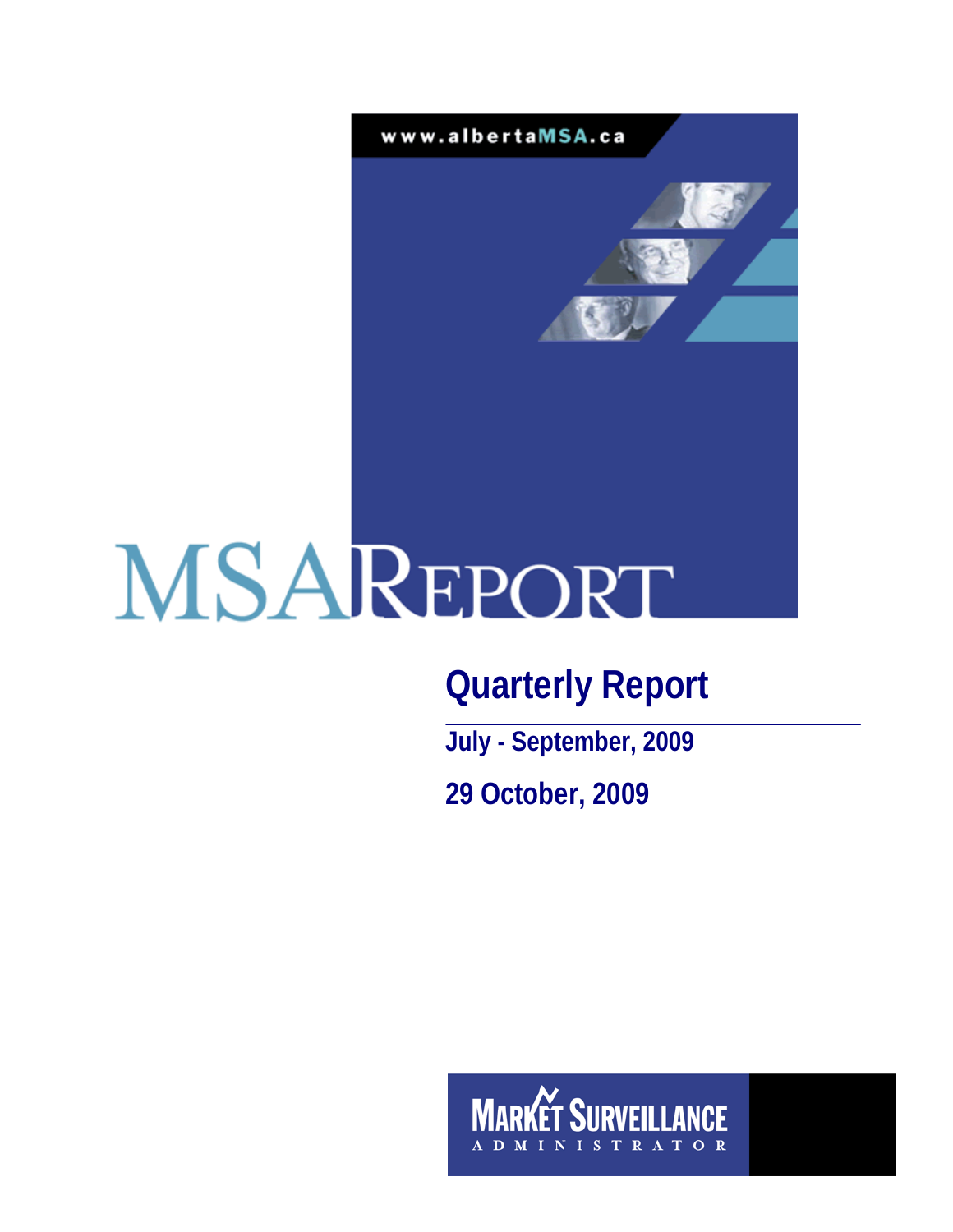www.albertaMSA.ca

# MSA REPORT

## Quarterly Report

**July - September, 2009**

**29 October, 2009**

MARKET SURVEILLANCE ADMINISTRATOR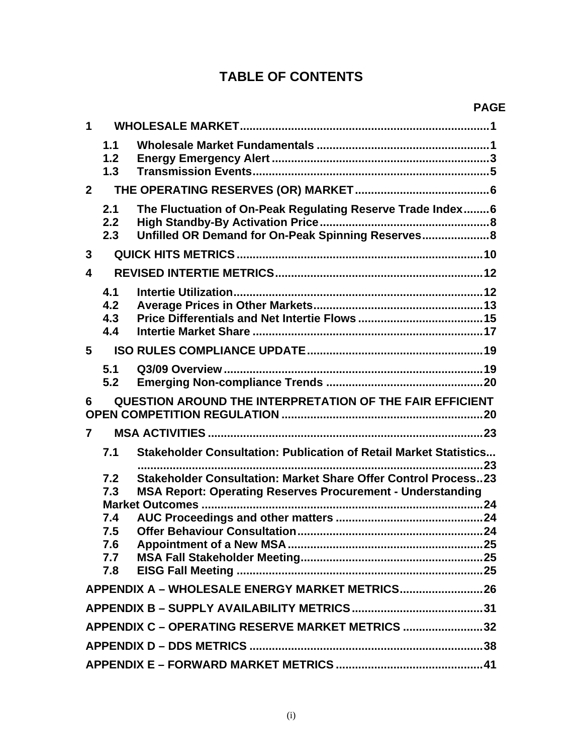# TABLE OF CONTENTS

**PAGE**

**1 WHOLESALE MARKET....1**
- **1.1 Wholesale Market Fundamentals....1**
- **1.2 Energy Emergency Alert....3**
- **1.3 Transmission Events....5**

**2 THE OPERATING RESERVES (OR) MARKET....6**
- **2.1 The Fluctuation of On-Peak Regulating Reserve Trade Index....6**
- **2.2 High Standby-By Activation Price....8**
- **2.3 Unfilled OR Demand for On-Peak Spinning Reserves....8**

**3 QUICK HITS METRICS....10**

**4 REVISED INTERTIE METRICS....12**
- **4.1 Intertie Utilization....12**
- **4.2 Average Prices in Other Markets....13**
- **4.3 Price Differentials and Net Intertie Flows....15**
- **4.4 Intertie Market Share....17**

**5 ISO RULES COMPLIANCE UPDATE....19**
- **5.1 Q3/09 Overview....19**
- **5.2 Emerging Non-compliance Trends....20**

**6 QUESTION AROUND THE INTERPRETATION OF THE FAIR EFFICIENT OPEN COMPETITION REGULATION....20**

**7 MSA ACTIVITIES....23**
- **7.1 Stakeholder Consultation: Publication of Retail Market Statistics....23**
- **7.2 Stakeholder Consultation: Market Share Offer Control Process..23**
- **7.3 MSA Report: Operating Reserves Procurement - Understanding Market Outcomes....24**
- **7.4 AUC Proceedings and other matters....24**
- **7.5 Offer Behaviour Consultation....24**
- **7.6 Appointment of a New MSA....25**
- **7.7 MSA Fall Stakeholder Meeting....25**
- **7.8 EISG Fall Meeting....25**

**APPENDIX A – WHOLESALE ENERGY MARKET METRICS....26**

**APPENDIX B – SUPPLY AVAILABILITY METRICS....31**

**APPENDIX C – OPERATING RESERVE MARKET METRICS....32**

**APPENDIX D – DDS METRICS....38**

**APPENDIX E – FORWARD MARKET METRICS....41**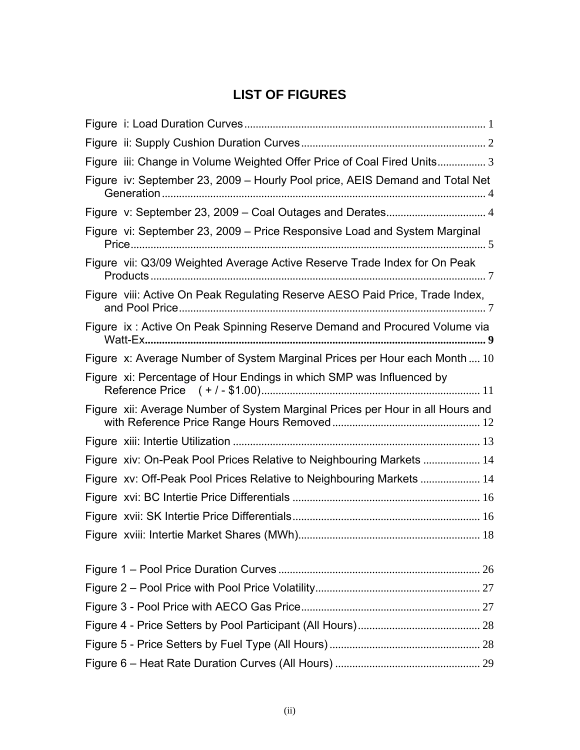# LIST OF FIGURES

Figure i: Load Duration Curves .................................................................................... 1

Figure ii: Supply Cushion Duration Curves ................................................................ 2

Figure iii: Change in Volume Weighted Offer Price of Coal Fired Units ................. 3

Figure iv: September 23, 2009 – Hourly Pool price, AEIS Demand and Total Net Generation ................................................................................................................. 4

Figure v: September 23, 2009 – Coal Outages and Derates ................................... 4

Figure vi: September 23, 2009 – Price Responsive Load and System Marginal Price ............................................................................................................................ 5

Figure vii: Q3/09 Weighted Average Active Reserve Trade Index for On Peak Products ..................................................................................................................... 7

Figure viii: Active On Peak Regulating Reserve AESO Paid Price, Trade Index, and Pool Price ........................................................................................................... 7

Figure ix : Active On Peak Spinning Reserve Demand and Procured Volume via Watt-Ex ....................................................................................................................... 9

Figure x: Average Number of System Marginal Prices per Hour each Month .... 10

Figure xi: Percentage of Hour Endings in which SMP was Influenced by Reference Price ( + / - $1.00) ............................................................................ 11

Figure xii: Average Number of System Marginal Prices per Hour in all Hours and with Reference Price Range Hours Removed ................................................... 12

Figure xiii: Intertie Utilization ..................................................................................... 13

Figure xiv: On-Peak Pool Prices Relative to Neighbouring Markets .................... 14

Figure xv: Off-Peak Pool Prices Relative to Neighbouring Markets ..................... 14

Figure xvi: BC Intertie Price Differentials ................................................................. 16

Figure xvii: SK Intertie Price Differentials ................................................................. 16

Figure xviii: Intertie Market Shares (MWh) ............................................................... 18

Figure 1 – Pool Price Duration Curves ...................................................................... 26

Figure 2 – Pool Price with Pool Price Volatility ......................................................... 27

Figure 3 - Pool Price with AECO Gas Price .............................................................. 27

Figure 4 - Price Setters by Pool Participant (All Hours) ........................................... 28

Figure 5 - Price Setters by Fuel Type (All Hours) ..................................................... 28

Figure 6 – Heat Rate Duration Curves (All Hours) .................................................. 29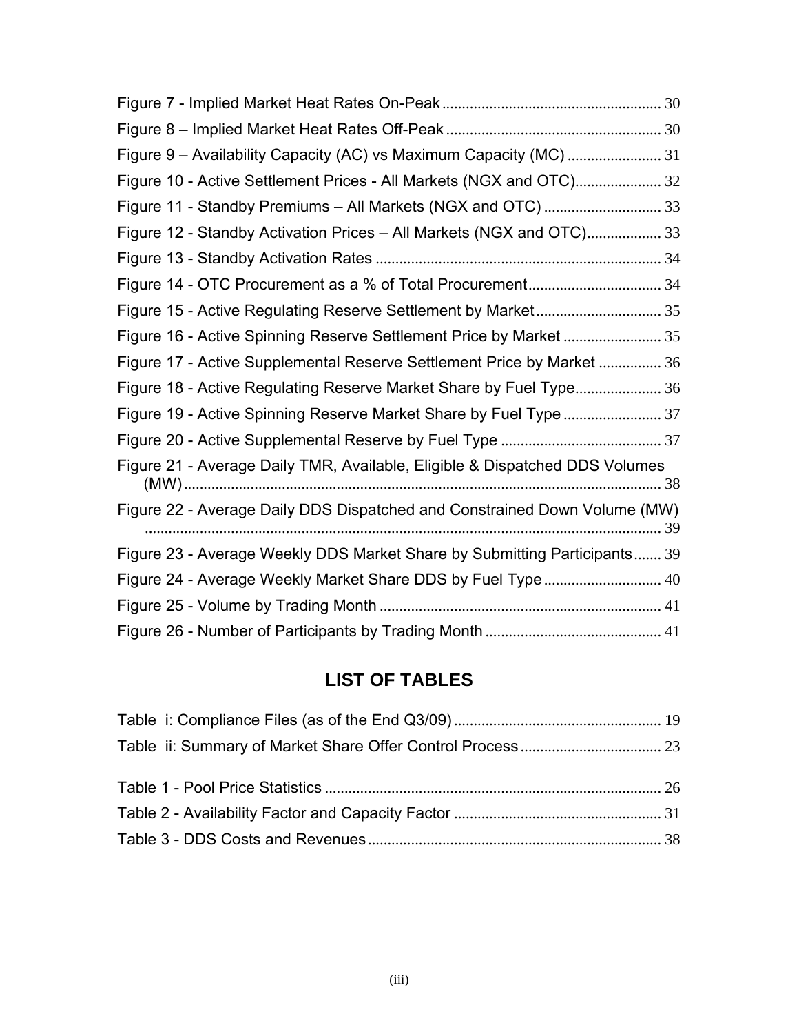Figure 7 - Implied Market Heat Rates On-Peak ........................................................ 30
Figure 8 – Implied Market Heat Rates Off-Peak ....................................................... 30
Figure 9 – Availability Capacity (AC) vs Maximum Capacity (MC) ........................ 31
Figure 10 - Active Settlement Prices - All Markets (NGX and OTC)...................... 32
Figure 11 - Standby Premiums – All Markets (NGX and OTC) .............................. 33
Figure 12 - Standby Activation Prices – All Markets (NGX and OTC)................... 33
Figure 13 - Standby Activation Rates ........................................................................ 34
Figure 14 - OTC Procurement as a % of Total Procurement.................................. 34
Figure 15 - Active Regulating Reserve Settlement by Market ................................ 35
Figure 16 - Active Spinning Reserve Settlement Price by Market ......................... 35
Figure 17 - Active Supplemental Reserve Settlement Price by Market ................ 36
Figure 18 - Active Regulating Reserve Market Share by Fuel Type...................... 36
Figure 19 - Active Spinning Reserve Market Share by Fuel Type ......................... 37
Figure 20 - Active Supplemental Reserve by Fuel Type ......................................... 37
Figure 21 - Average Daily TMR, Available, Eligible & Dispatched DDS Volumes (MW)....................................................................................................................... 38
Figure 22 - Average Daily DDS Dispatched and Constrained Down Volume (MW) ................................................................................................................................... 39
Figure 23 - Average Weekly DDS Market Share by Submitting Participants....... 39
Figure 24 - Average Weekly Market Share DDS by Fuel Type.............................. 40
Figure 25 - Volume by Trading Month ....................................................................... 41
Figure 26 - Number of Participants by Trading Month ............................................ 41

## LIST OF TABLES

Table i: Compliance Files (as of the End Q3/09)..................................................... 19
Table ii: Summary of Market Share Offer Control Process.................................... 23

Table 1 - Pool Price Statistics ...................................................................................... 26
Table 2 - Availability Factor and Capacity Factor ..................................................... 31
Table 3 - DDS Costs and Revenues........................................................................... 38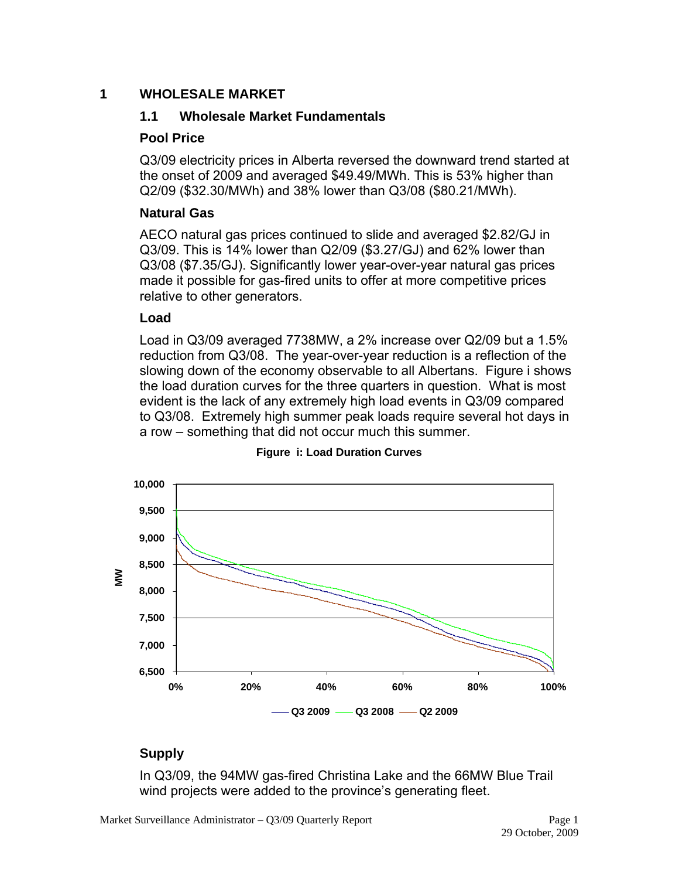# 1 WHOLESALE MARKET

## 1.1 Wholesale Market Fundamentals

### Pool Price

Q3/09 electricity prices in Alberta reversed the downward trend started at the onset of 2009 and averaged $49.49/MWh. This is 53% higher than Q2/09 ($32.30/MWh) and 38% lower than Q3/08 ($80.21/MWh).

### Natural Gas

AECO natural gas prices continued to slide and averaged $2.82/GJ in Q3/09. This is 14% lower than Q2/09 ($3.27/GJ) and 62% lower than Q3/08 ($7.35/GJ). Significantly lower year-over-year natural gas prices made it possible for gas-fired units to offer at more competitive prices relative to other generators.

### Load

Load in Q3/09 averaged 7738MW, a 2% increase over Q2/09 but a 1.5% reduction from Q3/08. The year-over-year reduction is a reflection of the slowing down of the economy observable to all Albertans. Figure i shows the load duration curves for the three quarters in question. What is most evident is the lack of any extremely high load events in Q3/09 compared to Q3/08. Extremely high summer peak loads require several hot days in a row – something that did not occur much this summer.

**Figure i: Load Duration Curves**

### Supply

In Q3/09, the 94MW gas-fired Christina Lake and the 66MW Blue Trail wind projects were added to the province's generating fleet.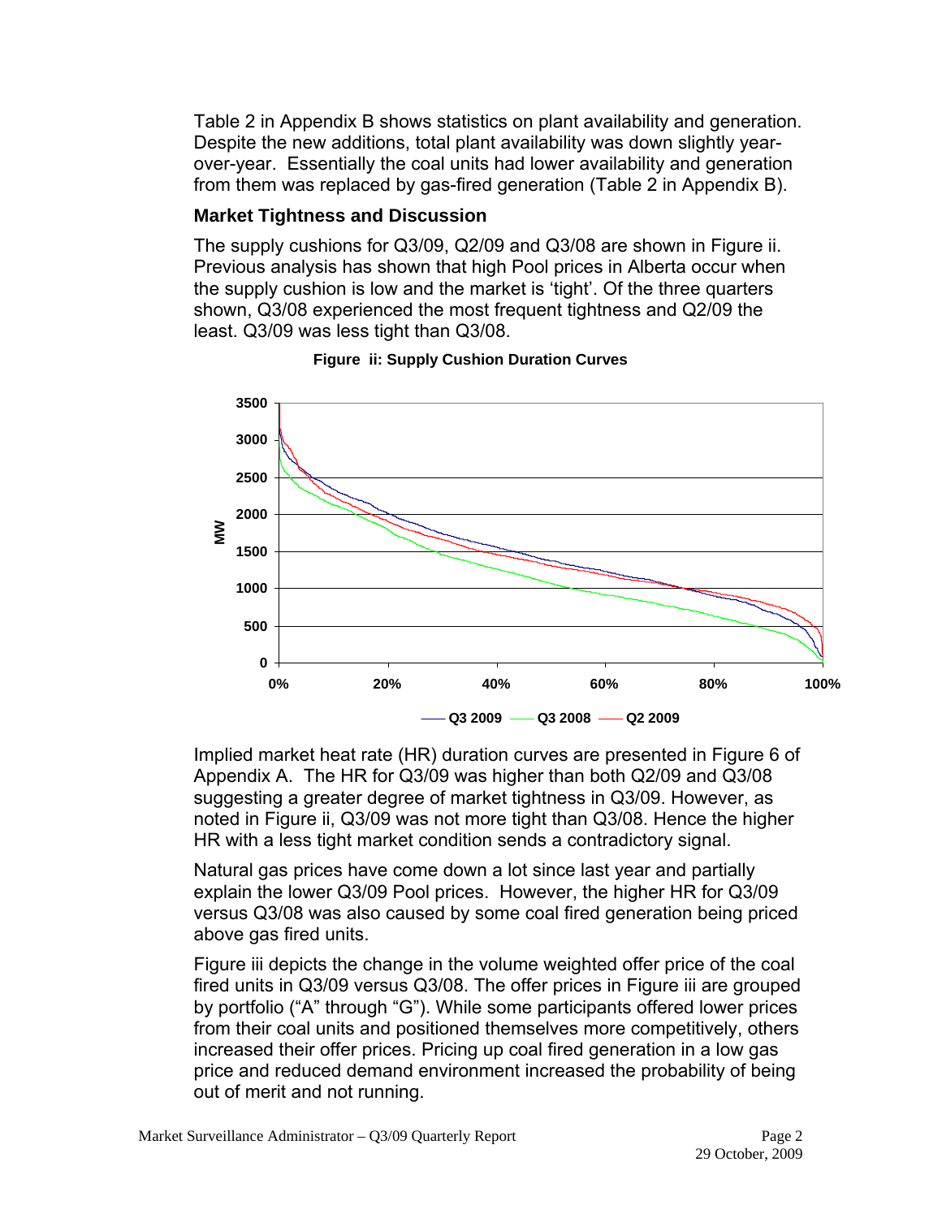Table 2 in Appendix B shows statistics on plant availability and generation. Despite the new additions, total plant availability was down slightly year-over-year. Essentially the coal units had lower availability and generation from them was replaced by gas-fired generation (Table 2 in Appendix B).

### Market Tightness and Discussion

The supply cushions for Q3/09, Q2/09 and Q3/08 are shown in Figure ii. Previous analysis has shown that high Pool prices in Alberta occur when the supply cushion is low and the market is 'tight'. Of the three quarters shown, Q3/08 experienced the most frequent tightness and Q2/09 the least. Q3/09 was less tight than Q3/08.

**Figure ii: Supply Cushion Duration Curves**

Implied market heat rate (HR) duration curves are presented in Figure 6 of Appendix A. The HR for Q3/09 was higher than both Q2/09 and Q3/08 suggesting a greater degree of market tightness in Q3/09. However, as noted in Figure ii, Q3/09 was not more tight than Q3/08. Hence the higher HR with a less tight market condition sends a contradictory signal.

Natural gas prices have come down a lot since last year and partially explain the lower Q3/09 Pool prices. However, the higher HR for Q3/09 versus Q3/08 was also caused by some coal fired generation being priced above gas fired units.

Figure iii depicts the change in the volume weighted offer price of the coal fired units in Q3/09 versus Q3/08. The offer prices in Figure iii are grouped by portfolio ("A" through "G"). While some participants offered lower prices from their coal units and positioned themselves more competitively, others increased their offer prices. Pricing up coal fired generation in a low gas price and reduced demand environment increased the probability of being out of merit and not running.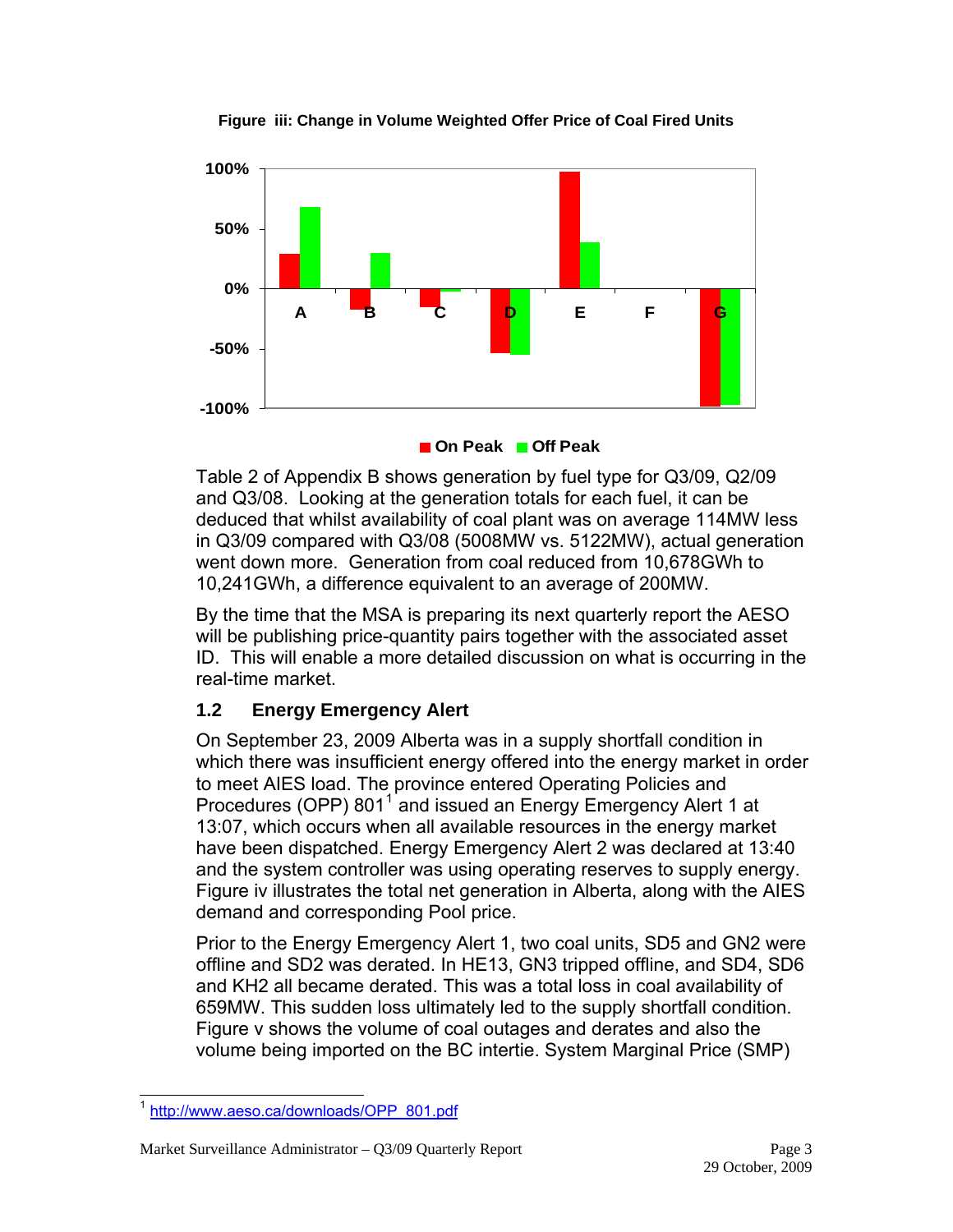**Figure iii: Change in Volume Weighted Offer Price of Coal Fired Units**

Table 2 of Appendix B shows generation by fuel type for Q3/09, Q2/09 and Q3/08. Looking at the generation totals for each fuel, it can be deduced that whilst availability of coal plant was on average 114MW less in Q3/09 compared with Q3/08 (5008MW vs. 5122MW), actual generation went down more. Generation from coal reduced from 10,678GWh to 10,241GWh, a difference equivalent to an average of 200MW.

By the time that the MSA is preparing its next quarterly report the AESO will be publishing price-quantity pairs together with the associated asset ID. This will enable a more detailed discussion on what is occurring in the real-time market.

## 1.2 Energy Emergency Alert

On September 23, 2009 Alberta was in a supply shortfall condition in which there was insufficient energy offered into the energy market in order to meet AIES load. The province entered Operating Policies and Procedures (OPP) 801[1] and issued an Energy Emergency Alert 1 at 13:07, which occurs when all available resources in the energy market have been dispatched. Energy Emergency Alert 2 was declared at 13:40 and the system controller was using operating reserves to supply energy. Figure iv illustrates the total net generation in Alberta, along with the AIES demand and corresponding Pool price.

Prior to the Energy Emergency Alert 1, two coal units, SD5 and GN2 were offline and SD2 was derated. In HE13, GN3 tripped offline, and SD4, SD6 and KH2 all became derated. This was a total loss in coal availability of 659MW. This sudden loss ultimately led to the supply shortfall condition. Figure v shows the volume of coal outages and derates and also the volume being imported on the BC intertie. System Marginal Price (SMP)

[1] http://www.aeso.ca/downloads/OPP_801.pdf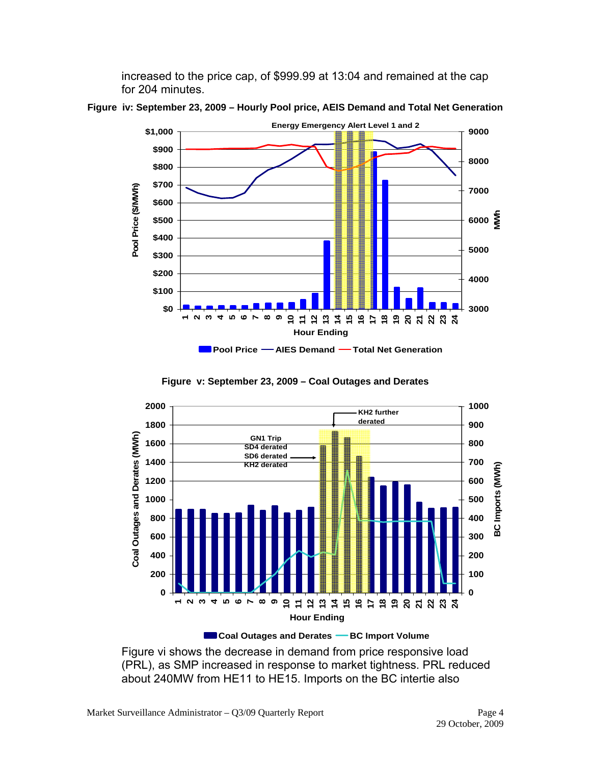increased to the price cap, of $999.99 at 13:04 and remained at the cap for 204 minutes.

**Figure iv: September 23, 2009 – Hourly Pool price, AEIS Demand and Total Net Generation**

**Figure v: September 23, 2009 – Coal Outages and Derates**

Figure vi shows the decrease in demand from price responsive load (PRL), as SMP increased in response to market tightness. PRL reduced about 240MW from HE11 to HE15. Imports on the BC intertie also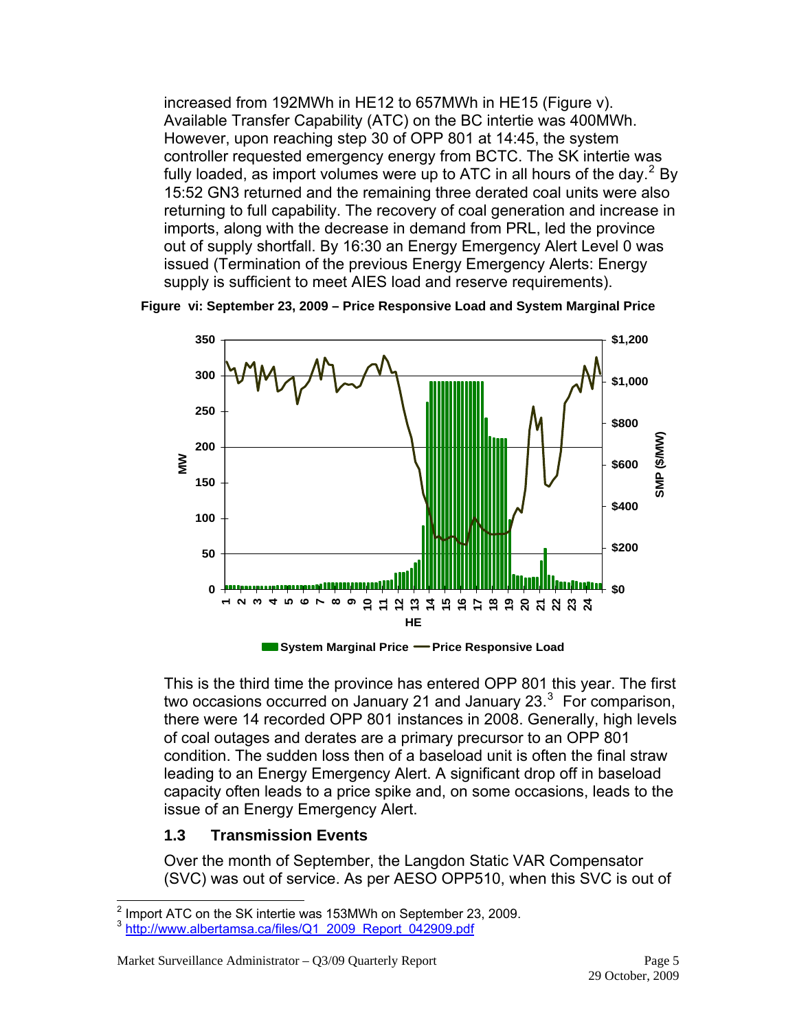increased from 192MWh in HE12 to 657MWh in HE15 (Figure v). Available Transfer Capability (ATC) on the BC intertie was 400MWh. However, upon reaching step 30 of OPP 801 at 14:45, the system controller requested emergency energy from BCTC. The SK intertie was fully loaded, as import volumes were up to ATC in all hours of the day.[2] By 15:52 GN3 returned and the remaining three derated coal units were also returning to full capability. The recovery of coal generation and increase in imports, along with the decrease in demand from PRL, led the province out of supply shortfall. By 16:30 an Energy Emergency Alert Level 0 was issued (Termination of the previous Energy Emergency Alerts: Energy supply is sufficient to meet AIES load and reserve requirements).

**Figure vi: September 23, 2009 – Price Responsive Load and System Marginal Price**

This is the third time the province has entered OPP 801 this year. The first two occasions occurred on January 21 and January 23.[3] For comparison, there were 14 recorded OPP 801 instances in 2008. Generally, high levels of coal outages and derates are a primary precursor to an OPP 801 condition. The sudden loss then of a baseload unit is often the final straw leading to an Energy Emergency Alert. A significant drop off in baseload capacity often leads to a price spike and, on some occasions, leads to the issue of an Energy Emergency Alert.

## 1.3 Transmission Events

Over the month of September, the Langdon Static VAR Compensator (SVC) was out of service. As per AESO OPP510, when this SVC is out of

---

[2] Import ATC on the SK intertie was 153MWh on September 23, 2009.

[3] http://www.albertamsa.ca/files/Q1_2009_Report_042909.pdf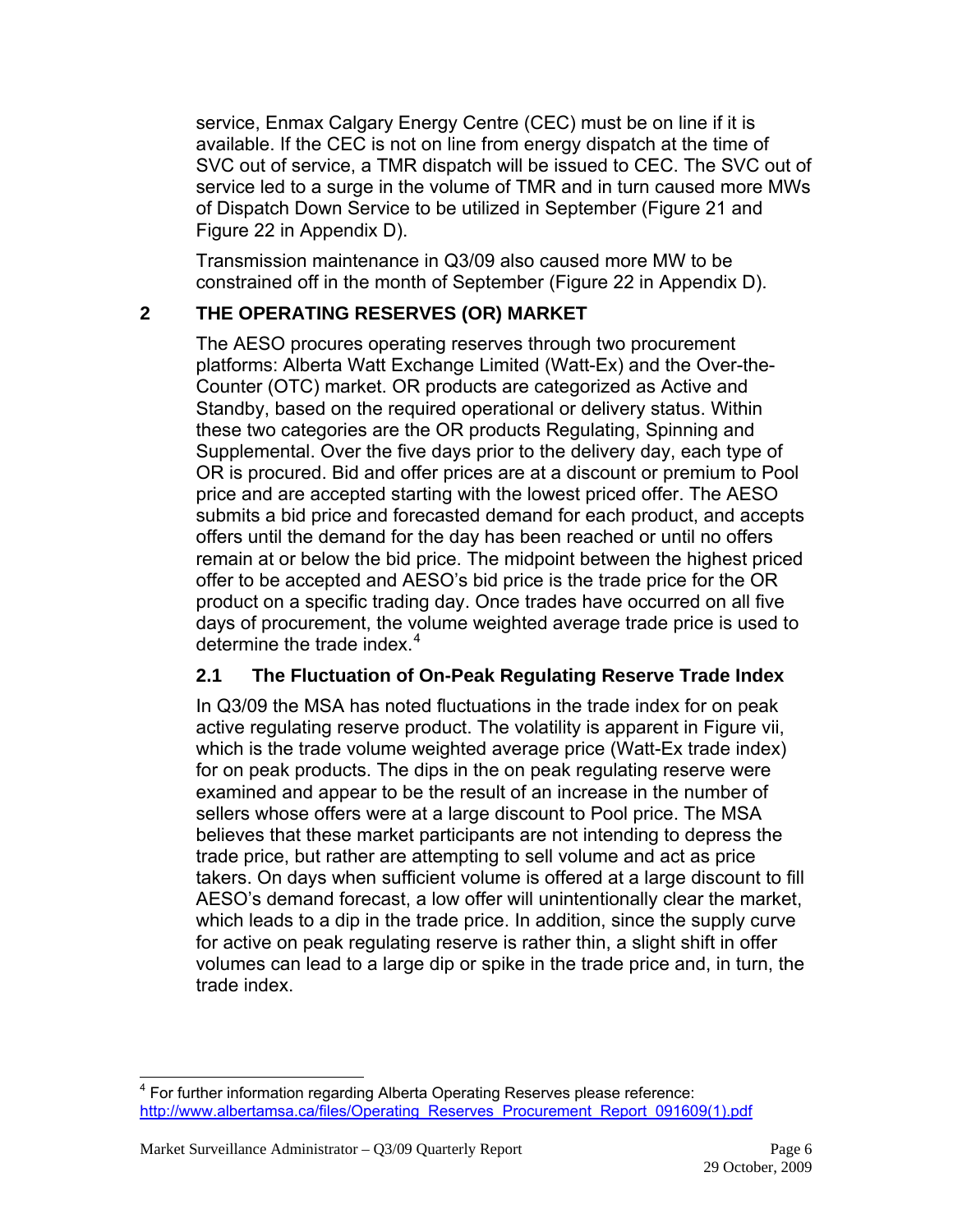service, Enmax Calgary Energy Centre (CEC) must be on line if it is available. If the CEC is not on line from energy dispatch at the time of SVC out of service, a TMR dispatch will be issued to CEC. The SVC out of service led to a surge in the volume of TMR and in turn caused more MWs of Dispatch Down Service to be utilized in September (Figure 21 and Figure 22 in Appendix D).

Transmission maintenance in Q3/09 also caused more MW to be constrained off in the month of September (Figure 22 in Appendix D).

## 2 THE OPERATING RESERVES (OR) MARKET

The AESO procures operating reserves through two procurement platforms: Alberta Watt Exchange Limited (Watt-Ex) and the Over-the-Counter (OTC) market. OR products are categorized as Active and Standby, based on the required operational or delivery status. Within these two categories are the OR products Regulating, Spinning and Supplemental. Over the five days prior to the delivery day, each type of OR is procured. Bid and offer prices are at a discount or premium to Pool price and are accepted starting with the lowest priced offer. The AESO submits a bid price and forecasted demand for each product, and accepts offers until the demand for the day has been reached or until no offers remain at or below the bid price. The midpoint between the highest priced offer to be accepted and AESO's bid price is the trade price for the OR product on a specific trading day. Once trades have occurred on all five days of procurement, the volume weighted average trade price is used to determine the trade index.[4]

### 2.1 The Fluctuation of On-Peak Regulating Reserve Trade Index

In Q3/09 the MSA has noted fluctuations in the trade index for on peak active regulating reserve product. The volatility is apparent in Figure vii, which is the trade volume weighted average price (Watt-Ex trade index) for on peak products. The dips in the on peak regulating reserve were examined and appear to be the result of an increase in the number of sellers whose offers were at a large discount to Pool price. The MSA believes that these market participants are not intending to depress the trade price, but rather are attempting to sell volume and act as price takers. On days when sufficient volume is offered at a large discount to fill AESO's demand forecast, a low offer will unintentionally clear the market, which leads to a dip in the trade price. In addition, since the supply curve for active on peak regulating reserve is rather thin, a slight shift in offer volumes can lead to a large dip or spike in the trade price and, in turn, the trade index.

---

[4] For further information regarding Alberta Operating Reserves please reference: http://www.albertamsa.ca/files/Operating_Reserves_Procurement_Report_091609(1).pdf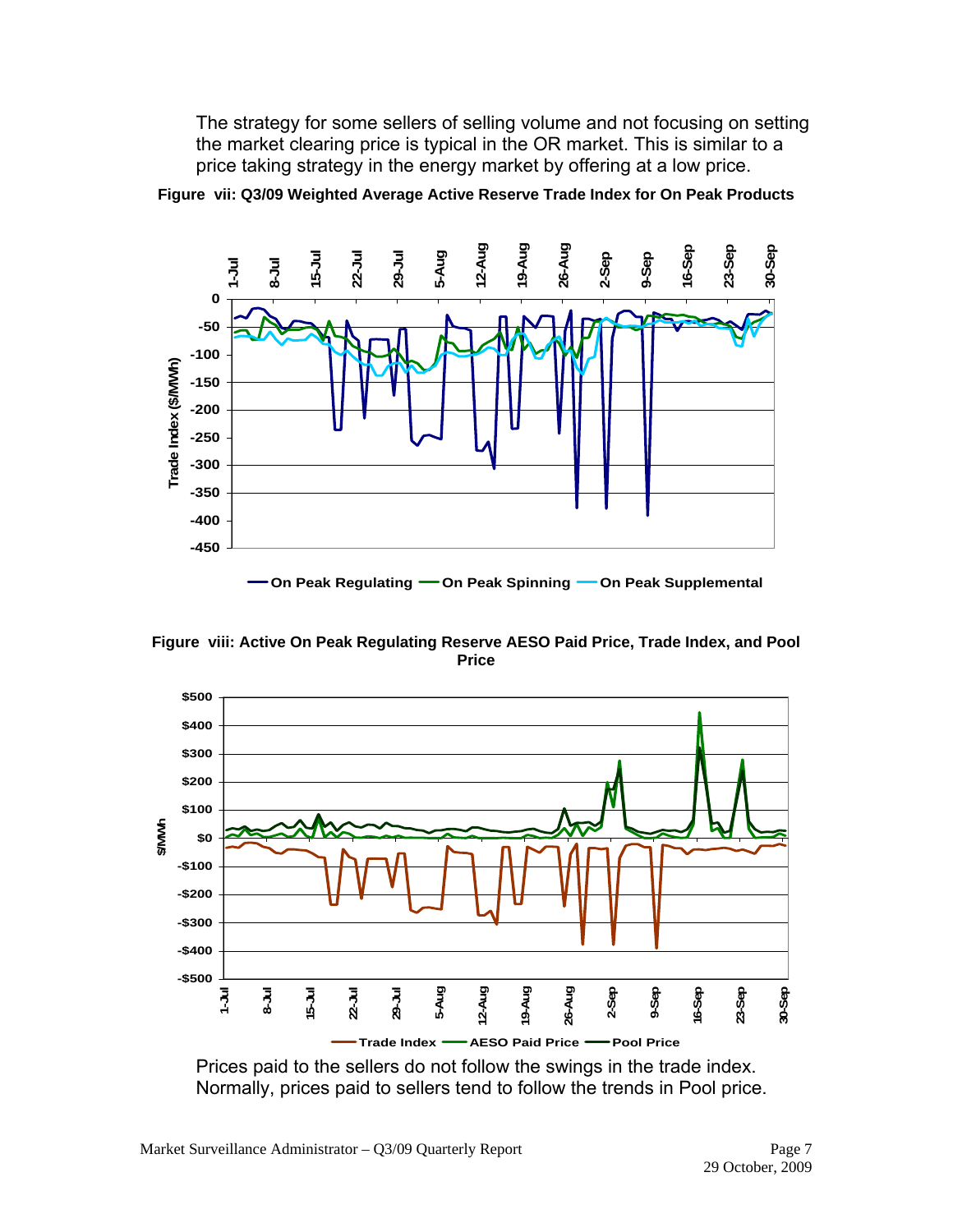The strategy for some sellers of selling volume and not focusing on setting the market clearing price is typical in the OR market. This is similar to a price taking strategy in the energy market by offering at a low price.

**Figure vii: Q3/09 Weighted Average Active Reserve Trade Index for On Peak Products**

**Figure viii: Active On Peak Regulating Reserve AESO Paid Price, Trade Index, and Pool Price**

Prices paid to the sellers do not follow the swings in the trade index. Normally, prices paid to sellers tend to follow the trends in Pool price.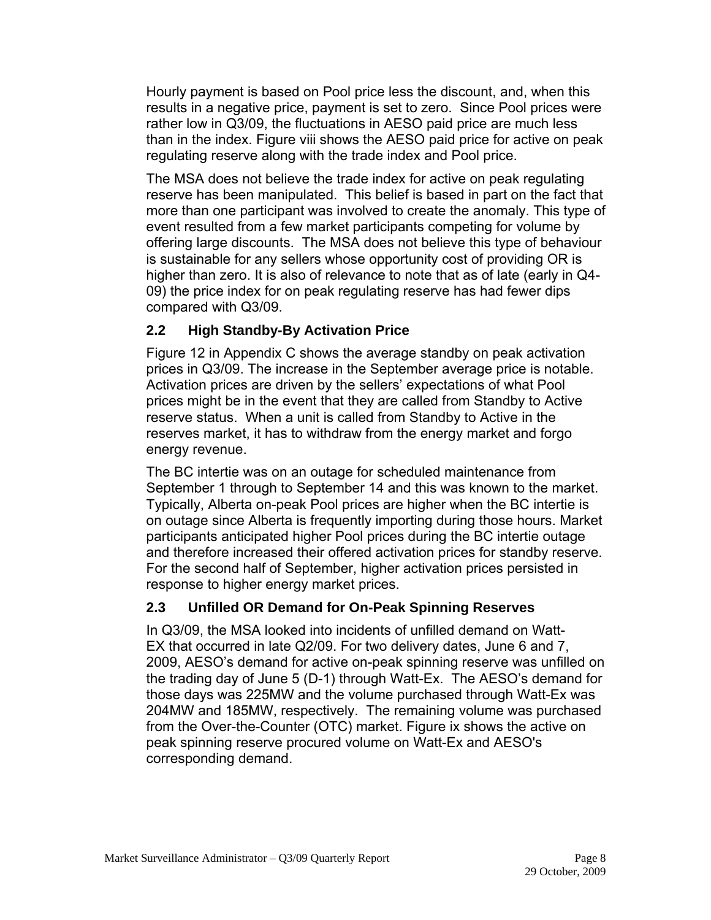Hourly payment is based on Pool price less the discount, and, when this results in a negative price, payment is set to zero. Since Pool prices were rather low in Q3/09, the fluctuations in AESO paid price are much less than in the index. Figure viii shows the AESO paid price for active on peak regulating reserve along with the trade index and Pool price.

The MSA does not believe the trade index for active on peak regulating reserve has been manipulated. This belief is based in part on the fact that more than one participant was involved to create the anomaly. This type of event resulted from a few market participants competing for volume by offering large discounts. The MSA does not believe this type of behaviour is sustainable for any sellers whose opportunity cost of providing OR is higher than zero. It is also of relevance to note that as of late (early in Q4-09) the price index for on peak regulating reserve has had fewer dips compared with Q3/09.

### 2.2 High Standby-By Activation Price

Figure 12 in Appendix C shows the average standby on peak activation prices in Q3/09. The increase in the September average price is notable. Activation prices are driven by the sellers' expectations of what Pool prices might be in the event that they are called from Standby to Active reserve status. When a unit is called from Standby to Active in the reserves market, it has to withdraw from the energy market and forgo energy revenue.

The BC intertie was on an outage for scheduled maintenance from September 1 through to September 14 and this was known to the market. Typically, Alberta on-peak Pool prices are higher when the BC intertie is on outage since Alberta is frequently importing during those hours. Market participants anticipated higher Pool prices during the BC intertie outage and therefore increased their offered activation prices for standby reserve. For the second half of September, higher activation prices persisted in response to higher energy market prices.

### 2.3 Unfilled OR Demand for On-Peak Spinning Reserves

In Q3/09, the MSA looked into incidents of unfilled demand on Watt-EX that occurred in late Q2/09. For two delivery dates, June 6 and 7, 2009, AESO's demand for active on-peak spinning reserve was unfilled on the trading day of June 5 (D-1) through Watt-Ex. The AESO's demand for those days was 225MW and the volume purchased through Watt-Ex was 204MW and 185MW, respectively. The remaining volume was purchased from the Over-the-Counter (OTC) market. Figure ix shows the active on peak spinning reserve procured volume on Watt-Ex and AESO's corresponding demand.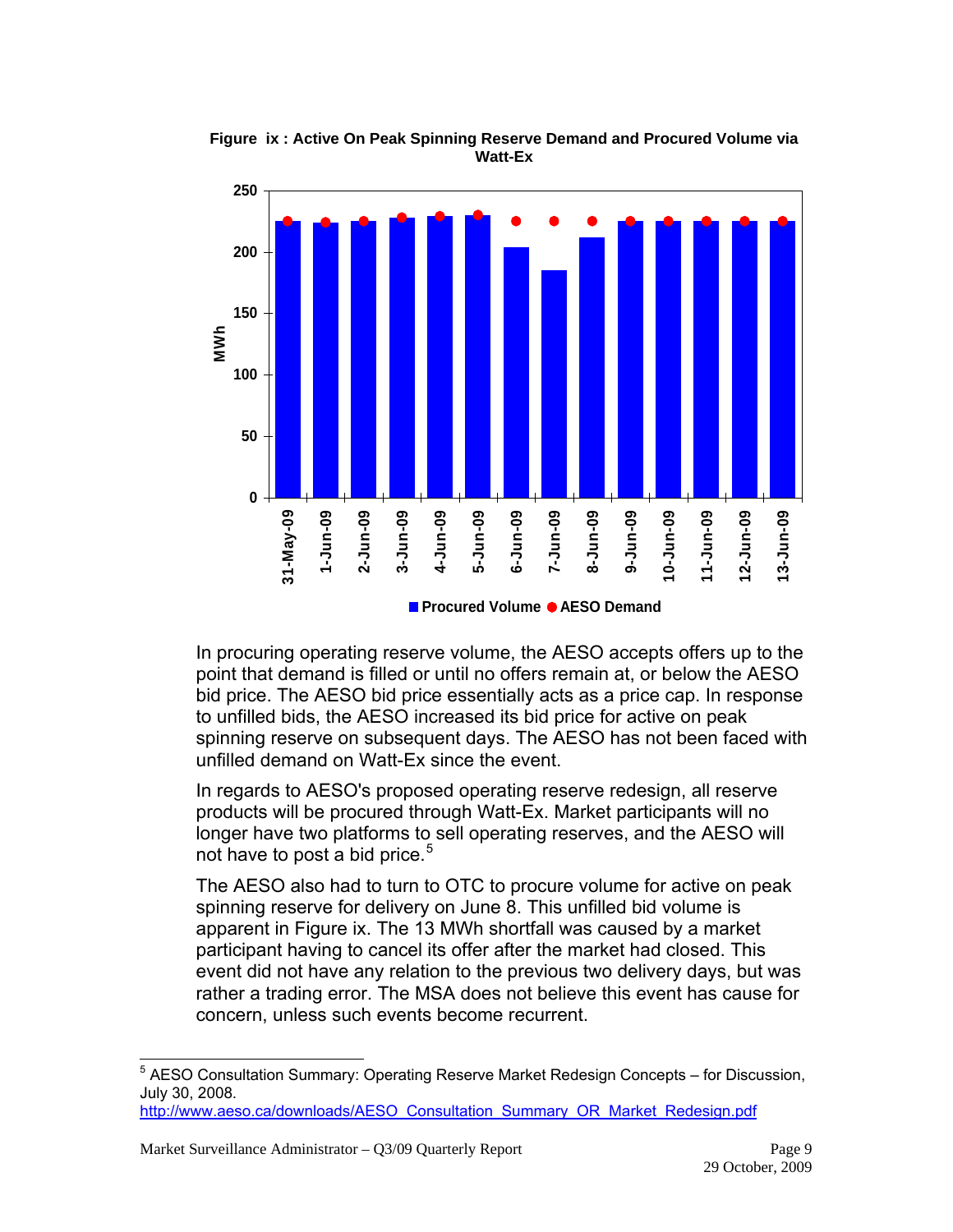**Figure ix : Active On Peak Spinning Reserve Demand and Procured Volume via Watt-Ex**

In procuring operating reserve volume, the AESO accepts offers up to the point that demand is filled or until no offers remain at, or below the AESO bid price. The AESO bid price essentially acts as a price cap. In response to unfilled bids, the AESO increased its bid price for active on peak spinning reserve on subsequent days. The AESO has not been faced with unfilled demand on Watt-Ex since the event.

In regards to AESO's proposed operating reserve redesign, all reserve products will be procured through Watt-Ex. Market participants will no longer have two platforms to sell operating reserves, and the AESO will not have to post a bid price.[5]

The AESO also had to turn to OTC to procure volume for active on peak spinning reserve for delivery on June 8. This unfilled bid volume is apparent in Figure ix. The 13 MWh shortfall was caused by a market participant having to cancel its offer after the market had closed. This event did not have any relation to the previous two delivery days, but was rather a trading error. The MSA does not believe this event has cause for concern, unless such events become recurrent.

---

[5] AESO Consultation Summary: Operating Reserve Market Redesign Concepts – for Discussion, July 30, 2008. http://www.aeso.ca/downloads/AESO_Consultation_Summary_OR_Market_Redesign.pdf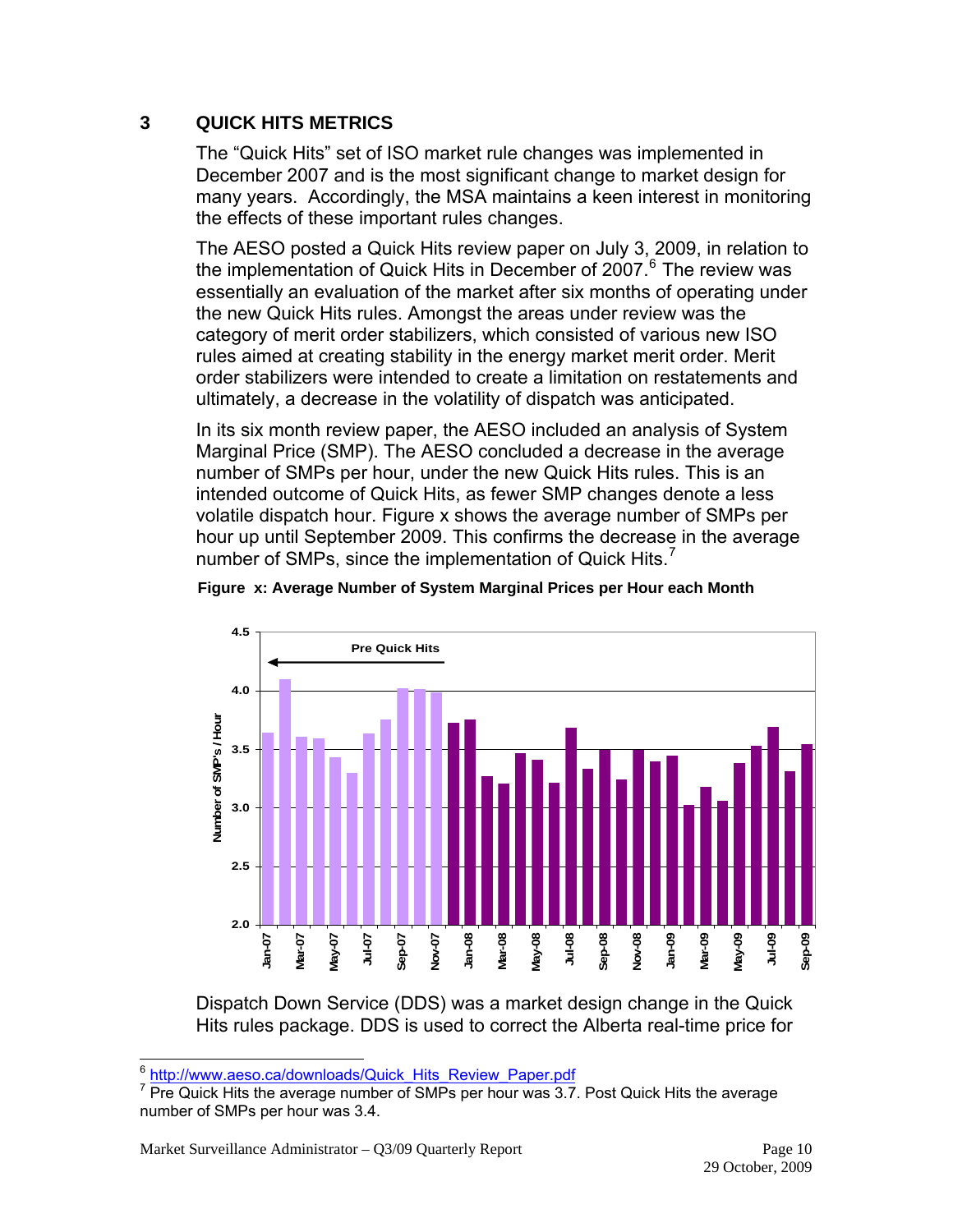## 3 QUICK HITS METRICS

The "Quick Hits" set of ISO market rule changes was implemented in December 2007 and is the most significant change to market design for many years. Accordingly, the MSA maintains a keen interest in monitoring the effects of these important rules changes.

The AESO posted a Quick Hits review paper on July 3, 2009, in relation to the implementation of Quick Hits in December of 2007.[6] The review was essentially an evaluation of the market after six months of operating under the new Quick Hits rules. Amongst the areas under review was the category of merit order stabilizers, which consisted of various new ISO rules aimed at creating stability in the energy market merit order. Merit order stabilizers were intended to create a limitation on restatements and ultimately, a decrease in the volatility of dispatch was anticipated.

In its six month review paper, the AESO included an analysis of System Marginal Price (SMP). The AESO concluded a decrease in the average number of SMPs per hour, under the new Quick Hits rules. This is an intended outcome of Quick Hits, as fewer SMP changes denote a less volatile dispatch hour. Figure x shows the average number of SMPs per hour up until September 2009. This confirms the decrease in the average number of SMPs, since the implementation of Quick Hits.[7]

**Figure x: Average Number of System Marginal Prices per Hour each Month**

Dispatch Down Service (DDS) was a market design change in the Quick Hits rules package. DDS is used to correct the Alberta real-time price for

---

[6] http://www.aeso.ca/downloads/Quick_Hits_Review_Paper.pdf

[7] Pre Quick Hits the average number of SMPs per hour was 3.7. Post Quick Hits the average number of SMPs per hour was 3.4.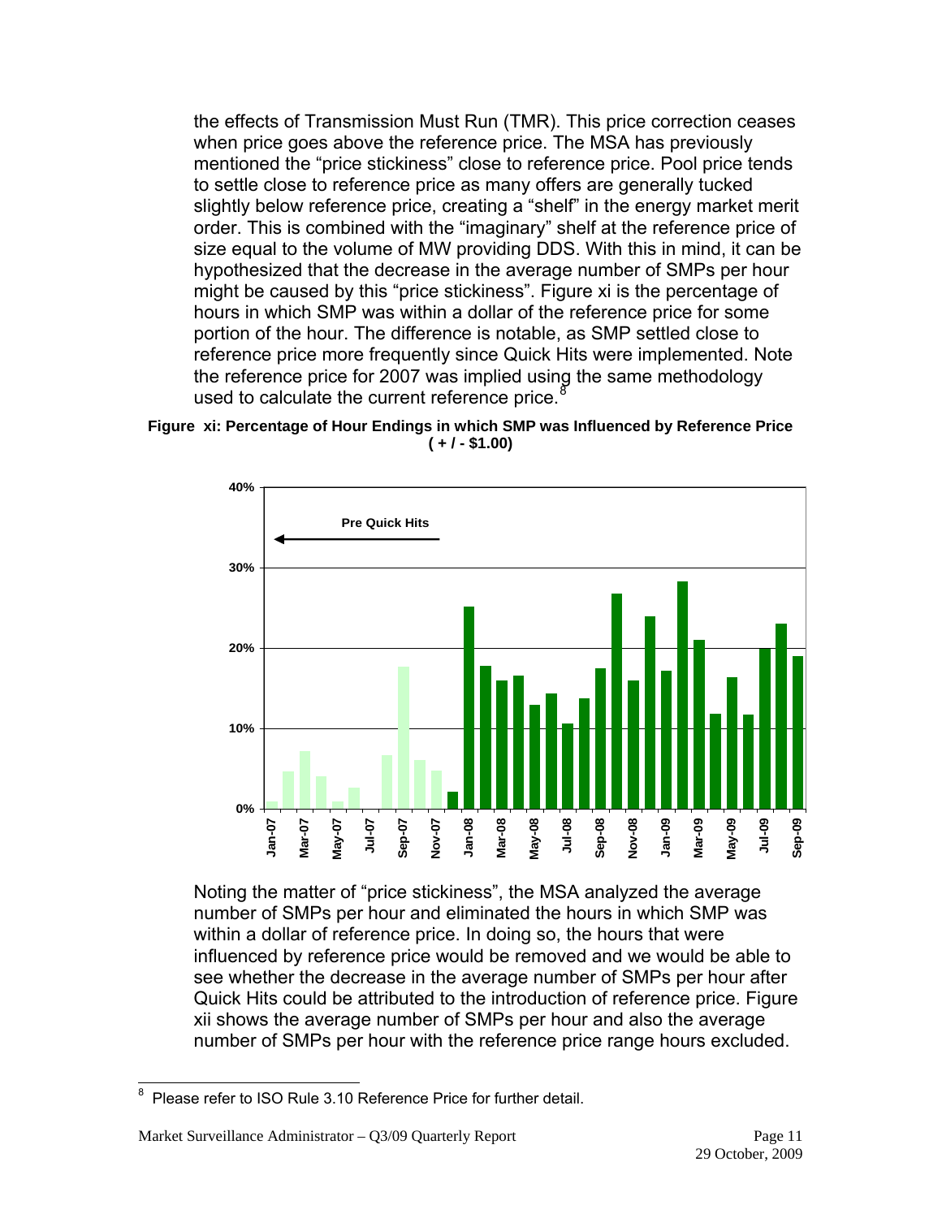the effects of Transmission Must Run (TMR). This price correction ceases when price goes above the reference price. The MSA has previously mentioned the "price stickiness" close to reference price. Pool price tends to settle close to reference price as many offers are generally tucked slightly below reference price, creating a "shelf" in the energy market merit order. This is combined with the "imaginary" shelf at the reference price of size equal to the volume of MW providing DDS. With this in mind, it can be hypothesized that the decrease in the average number of SMPs per hour might be caused by this "price stickiness". Figure xi is the percentage of hours in which SMP was within a dollar of the reference price for some portion of the hour. The difference is notable, as SMP settled close to reference price more frequently since Quick Hits were implemented. Note the reference price for 2007 was implied using the same methodology used to calculate the current reference price.[8]

**Figure xi: Percentage of Hour Endings in which SMP was Influenced by Reference Price ( + / - $1.00)**

Noting the matter of "price stickiness", the MSA analyzed the average number of SMPs per hour and eliminated the hours in which SMP was within a dollar of reference price. In doing so, the hours that were influenced by reference price would be removed and we would be able to see whether the decrease in the average number of SMPs per hour after Quick Hits could be attributed to the introduction of reference price. Figure xii shows the average number of SMPs per hour and also the average number of SMPs per hour with the reference price range hours excluded.

[8] Please refer to ISO Rule 3.10 Reference Price for further detail.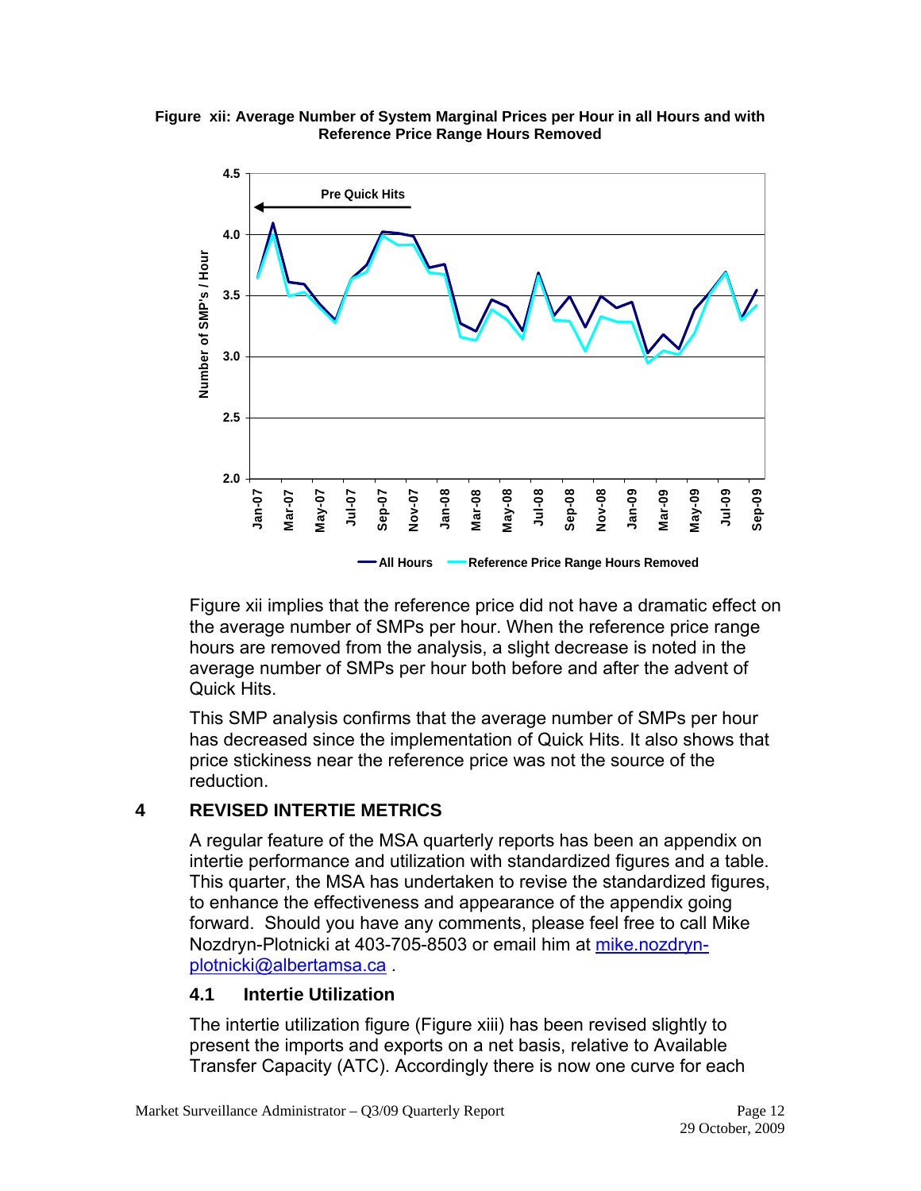**Figure xii: Average Number of System Marginal Prices per Hour in all Hours and with Reference Price Range Hours Removed**

Figure xii implies that the reference price did not have a dramatic effect on the average number of SMPs per hour. When the reference price range hours are removed from the analysis, a slight decrease is noted in the average number of SMPs per hour both before and after the advent of Quick Hits.

This SMP analysis confirms that the average number of SMPs per hour has decreased since the implementation of Quick Hits. It also shows that price stickiness near the reference price was not the source of the reduction.

## 4 REVISED INTERTIE METRICS

A regular feature of the MSA quarterly reports has been an appendix on intertie performance and utilization with standardized figures and a table. This quarter, the MSA has undertaken to revise the standardized figures, to enhance the effectiveness and appearance of the appendix going forward. Should you have any comments, please feel free to call Mike Nozdryn-Plotnicki at 403-705-8503 or email him at mike.nozdryn-plotnicki@albertamsa.ca .

### 4.1 Intertie Utilization

The intertie utilization figure (Figure xiii) has been revised slightly to present the imports and exports on a net basis, relative to Available Transfer Capacity (ATC). Accordingly there is now one curve for each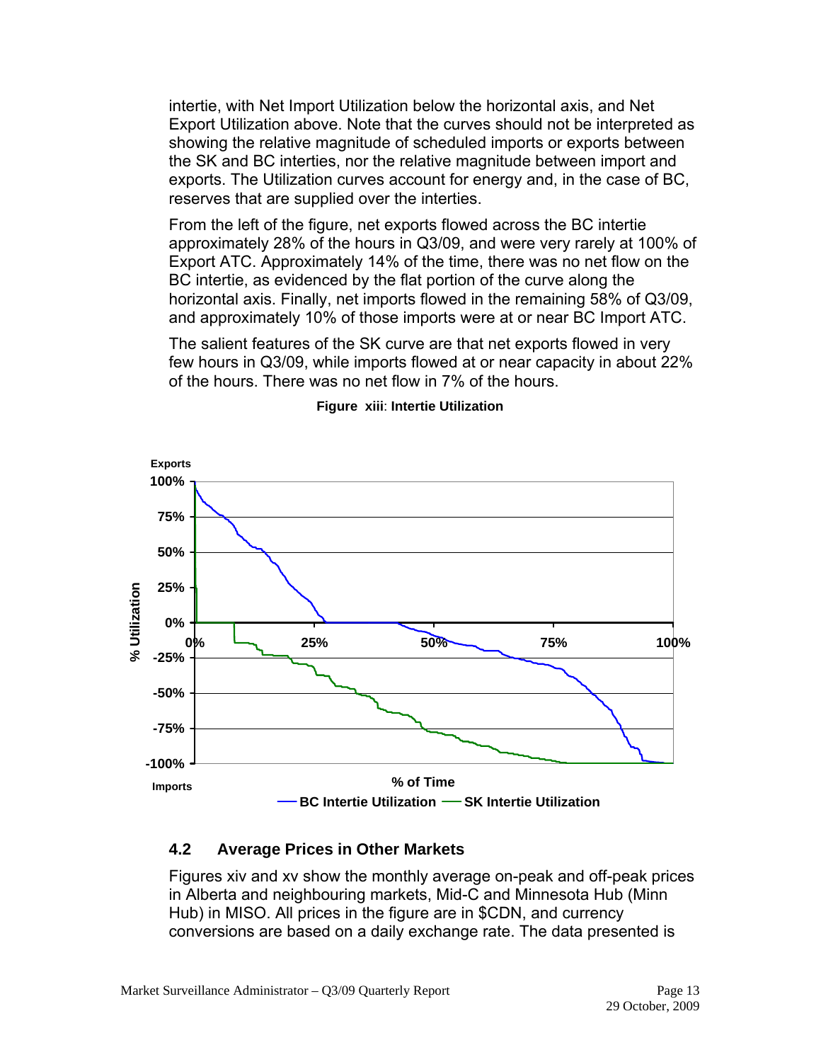intertie, with Net Import Utilization below the horizontal axis, and Net Export Utilization above. Note that the curves should not be interpreted as showing the relative magnitude of scheduled imports or exports between the SK and BC interties, nor the relative magnitude between import and exports. The Utilization curves account for energy and, in the case of BC, reserves that are supplied over the interties.

From the left of the figure, net exports flowed across the BC intertie approximately 28% of the hours in Q3/09, and were very rarely at 100% of Export ATC. Approximately 14% of the time, there was no net flow on the BC intertie, as evidenced by the flat portion of the curve along the horizontal axis. Finally, net imports flowed in the remaining 58% of Q3/09, and approximately 10% of those imports were at or near BC Import ATC.

The salient features of the SK curve are that net exports flowed in very few hours in Q3/09, while imports flowed at or near capacity in about 22% of the hours. There was no net flow in 7% of the hours.

**Figure xiii: Intertie Utilization**

## 4.2 Average Prices in Other Markets

Figures xiv and xv show the monthly average on-peak and off-peak prices in Alberta and neighbouring markets, Mid-C and Minnesota Hub (Minn Hub) in MISO. All prices in the figure are in $CDN, and currency conversions are based on a daily exchange rate. The data presented is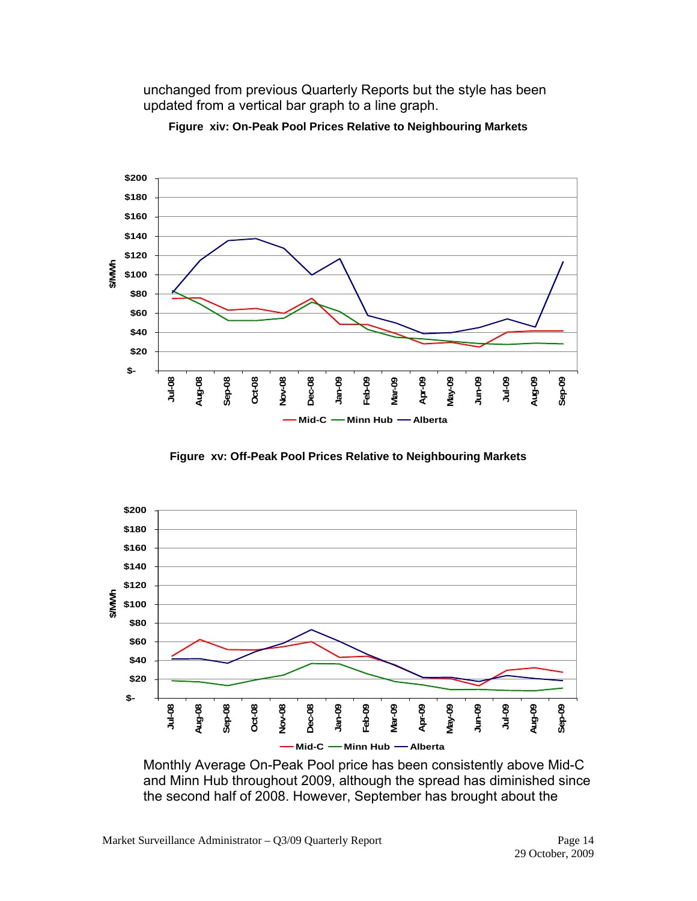unchanged from previous Quarterly Reports but the style has been updated from a vertical bar graph to a line graph.

**Figure xiv: On-Peak Pool Prices Relative to Neighbouring Markets**

**Figure xv: Off-Peak Pool Prices Relative to Neighbouring Markets**

Monthly Average On-Peak Pool price has been consistently above Mid-C and Minn Hub throughout 2009, although the spread has diminished since the second half of 2008. However, September has brought about the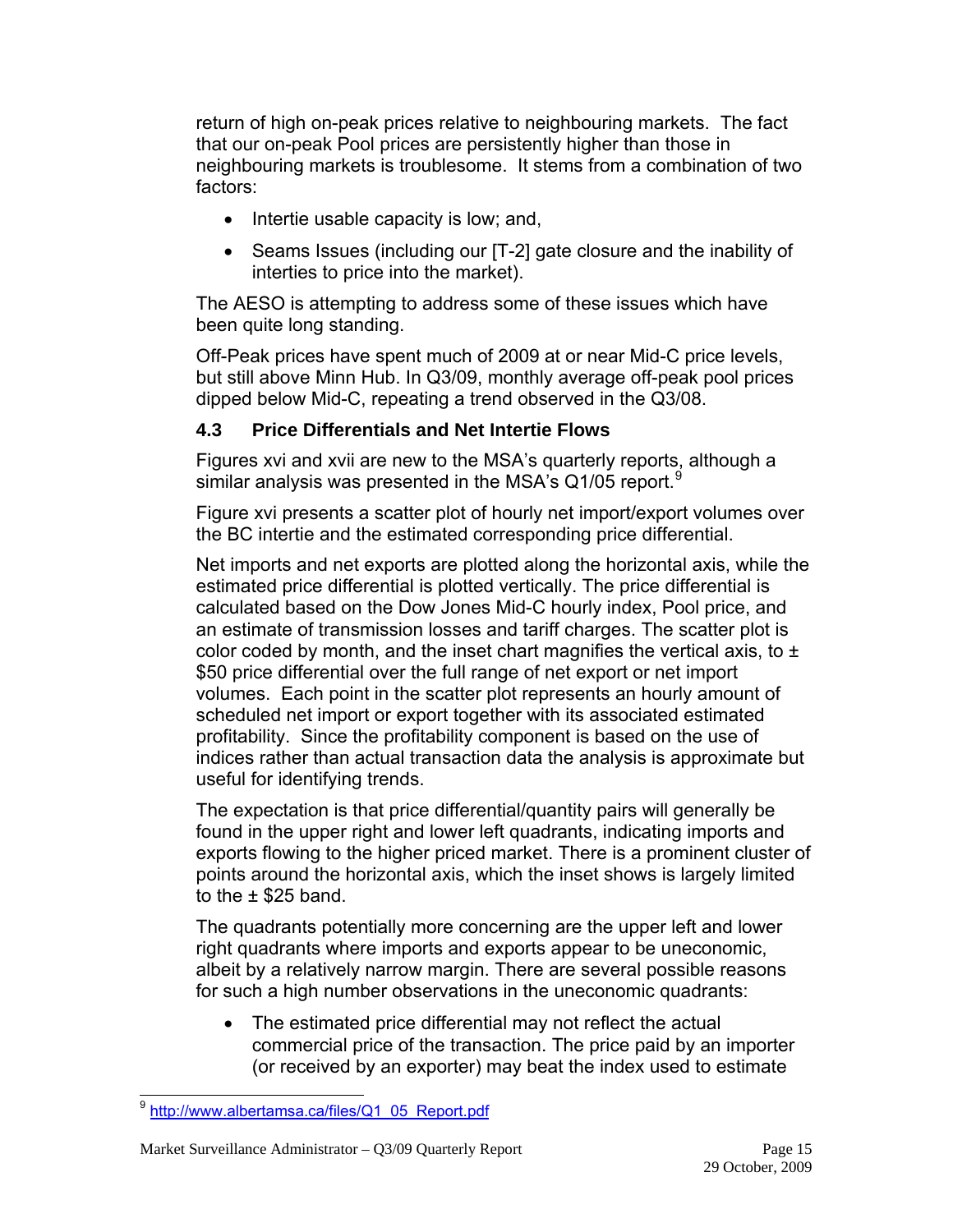return of high on-peak prices relative to neighbouring markets. The fact that our on-peak Pool prices are persistently higher than those in neighbouring markets is troublesome. It stems from a combination of two factors:

- Intertie usable capacity is low; and,
- Seams Issues (including our [T-2] gate closure and the inability of interties to price into the market).

The AESO is attempting to address some of these issues which have been quite long standing.

Off-Peak prices have spent much of 2009 at or near Mid-C price levels, but still above Minn Hub. In Q3/09, monthly average off-peak pool prices dipped below Mid-C, repeating a trend observed in the Q3/08.

### 4.3 Price Differentials and Net Intertie Flows

Figures xvi and xvii are new to the MSA's quarterly reports, although a similar analysis was presented in the MSA's Q1/05 report.[9]

Figure xvi presents a scatter plot of hourly net import/export volumes over the BC intertie and the estimated corresponding price differential.

Net imports and net exports are plotted along the horizontal axis, while the estimated price differential is plotted vertically. The price differential is calculated based on the Dow Jones Mid-C hourly index, Pool price, and an estimate of transmission losses and tariff charges. The scatter plot is color coded by month, and the inset chart magnifies the vertical axis, to ± $50 price differential over the full range of net export or net import volumes. Each point in the scatter plot represents an hourly amount of scheduled net import or export together with its associated estimated profitability. Since the profitability component is based on the use of indices rather than actual transaction data the analysis is approximate but useful for identifying trends.

The expectation is that price differential/quantity pairs will generally be found in the upper right and lower left quadrants, indicating imports and exports flowing to the higher priced market. There is a prominent cluster of points around the horizontal axis, which the inset shows is largely limited to the ± $25 band.

The quadrants potentially more concerning are the upper left and lower right quadrants where imports and exports appear to be uneconomic, albeit by a relatively narrow margin. There are several possible reasons for such a high number observations in the uneconomic quadrants:

- The estimated price differential may not reflect the actual commercial price of the transaction. The price paid by an importer (or received by an exporter) may beat the index used to estimate

[9] http://www.albertamsa.ca/files/Q1_05_Report.pdf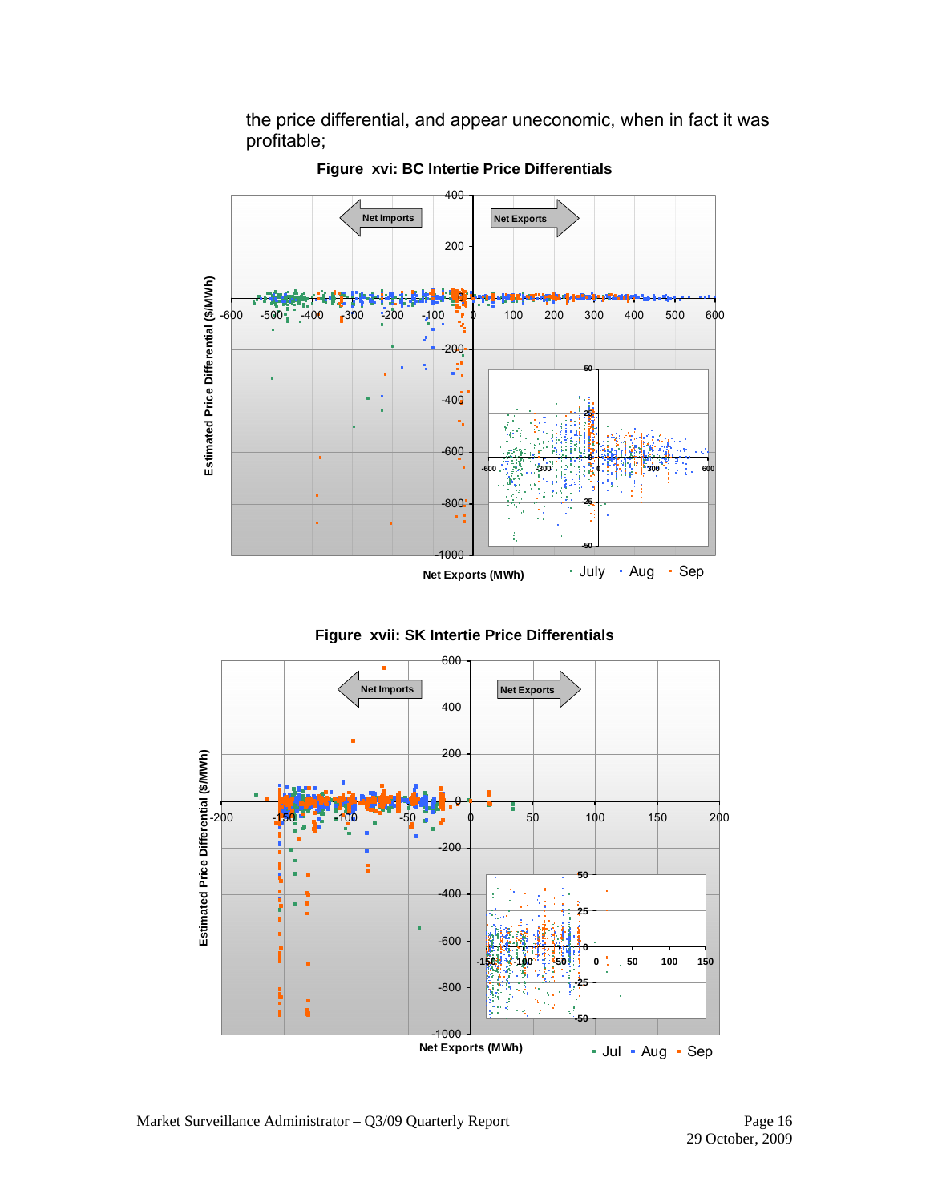the price differential, and appear uneconomic, when in fact it was profitable;

**Figure xvi: BC Intertie Price Differentials**

**Figure xvii: SK Intertie Price Differentials**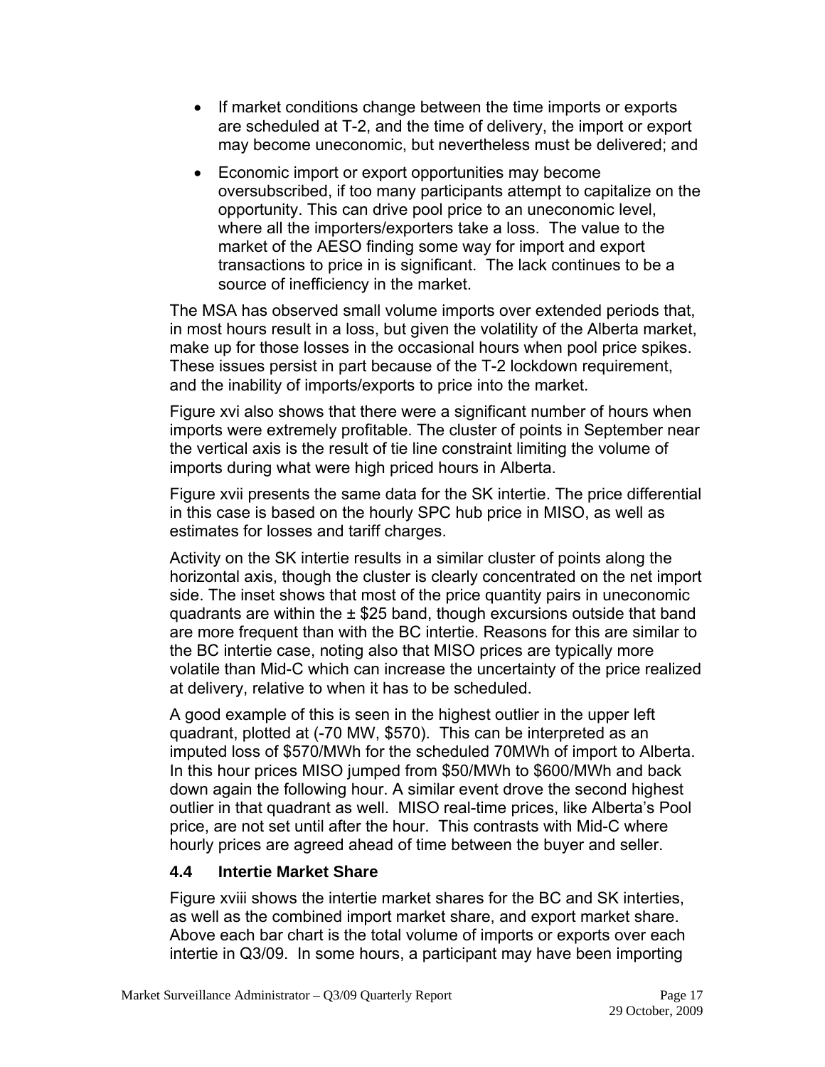- If market conditions change between the time imports or exports are scheduled at T-2, and the time of delivery, the import or export may become uneconomic, but nevertheless must be delivered; and
- Economic import or export opportunities may become oversubscribed, if too many participants attempt to capitalize on the opportunity. This can drive pool price to an uneconomic level, where all the importers/exporters take a loss. The value to the market of the AESO finding some way for import and export transactions to price in is significant. The lack continues to be a source of inefficiency in the market.

The MSA has observed small volume imports over extended periods that, in most hours result in a loss, but given the volatility of the Alberta market, make up for those losses in the occasional hours when pool price spikes. These issues persist in part because of the T-2 lockdown requirement, and the inability of imports/exports to price into the market.

Figure xvi also shows that there were a significant number of hours when imports were extremely profitable. The cluster of points in September near the vertical axis is the result of tie line constraint limiting the volume of imports during what were high priced hours in Alberta.

Figure xvii presents the same data for the SK intertie. The price differential in this case is based on the hourly SPC hub price in MISO, as well as estimates for losses and tariff charges.

Activity on the SK intertie results in a similar cluster of points along the horizontal axis, though the cluster is clearly concentrated on the net import side. The inset shows that most of the price quantity pairs in uneconomic quadrants are within the ± $25 band, though excursions outside that band are more frequent than with the BC intertie. Reasons for this are similar to the BC intertie case, noting also that MISO prices are typically more volatile than Mid-C which can increase the uncertainty of the price realized at delivery, relative to when it has to be scheduled.

A good example of this is seen in the highest outlier in the upper left quadrant, plotted at (-70 MW, $570). This can be interpreted as an imputed loss of $570/MWh for the scheduled 70MWh of import to Alberta. In this hour prices MISO jumped from $50/MWh to $600/MWh and back down again the following hour. A similar event drove the second highest outlier in that quadrant as well. MISO real-time prices, like Alberta's Pool price, are not set until after the hour. This contrasts with Mid-C where hourly prices are agreed ahead of time between the buyer and seller.

### 4.4 Intertie Market Share

Figure xviii shows the intertie market shares for the BC and SK interties, as well as the combined import market share, and export market share. Above each bar chart is the total volume of imports or exports over each intertie in Q3/09. In some hours, a participant may have been importing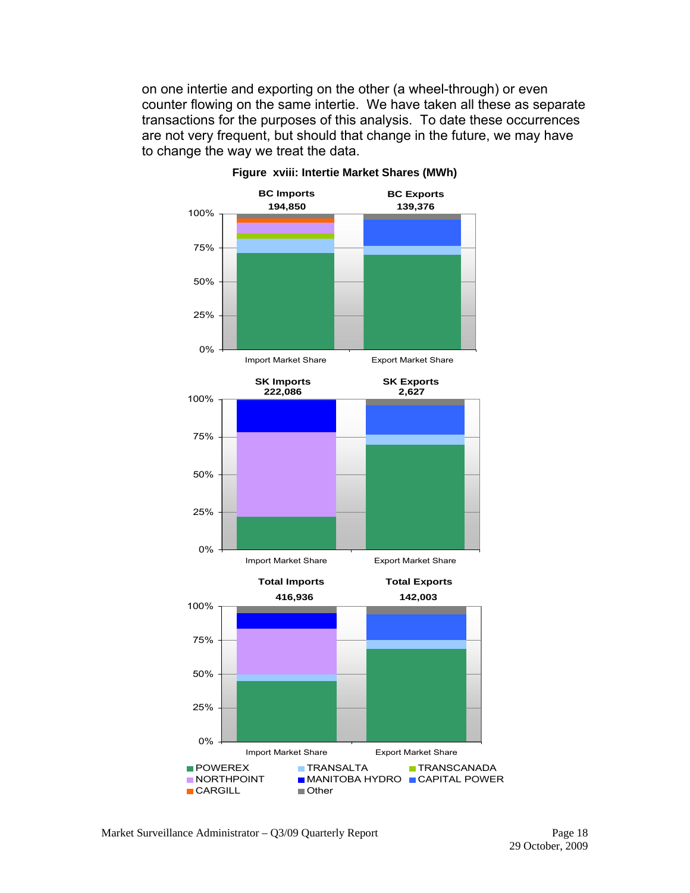on one intertie and exporting on the other (a wheel-through) or even counter flowing on the same intertie. We have taken all these as separate transactions for the purposes of this analysis. To date these occurrences are not very frequent, but should that change in the future, we may have to change the way we treat the data.

**Figure xviii: Intertie Market Shares (MWh)**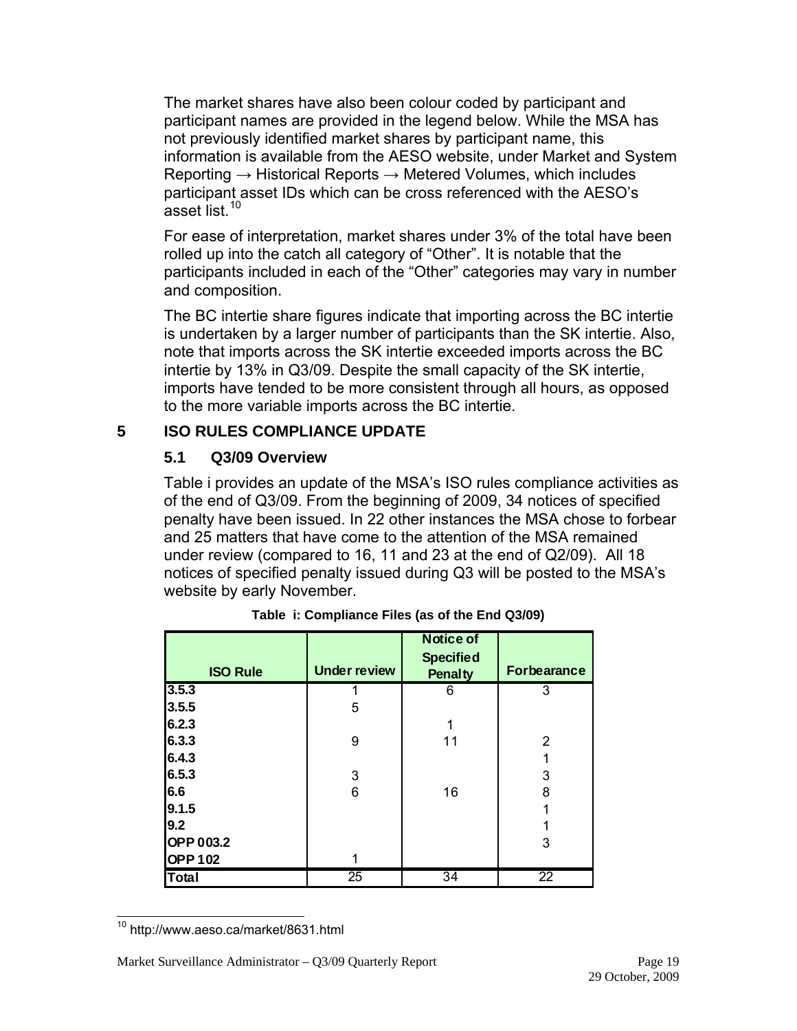The market shares have also been colour coded by participant and participant names are provided in the legend below. While the MSA has not previously identified market shares by participant name, this information is available from the AESO website, under Market and System Reporting → Historical Reports → Metered Volumes, which includes participant asset IDs which can be cross referenced with the AESO's asset list.[10]

For ease of interpretation, market shares under 3% of the total have been rolled up into the catch all category of "Other". It is notable that the participants included in each of the "Other" categories may vary in number and composition.

The BC intertie share figures indicate that importing across the BC intertie is undertaken by a larger number of participants than the SK intertie. Also, note that imports across the SK intertie exceeded imports across the BC intertie by 13% in Q3/09. Despite the small capacity of the SK intertie, imports have tended to be more consistent through all hours, as opposed to the more variable imports across the BC intertie.

# 5 ISO RULES COMPLIANCE UPDATE

## 5.1 Q3/09 Overview

Table i provides an update of the MSA's ISO rules compliance activities as of the end of Q3/09. From the beginning of 2009, 34 notices of specified penalty have been issued. In 22 other instances the MSA chose to forbear and 25 matters that have come to the attention of the MSA remained under review (compared to 16, 11 and 23 at the end of Q2/09). All 18 notices of specified penalty issued during Q3 will be posted to the MSA's website by early November.

**Table i: Compliance Files (as of the End Q3/09)**

| ISO Rule | Under review | Notice of Specified Penalty | Forbearance |
|---|---|---|---|
| 3.5.3 | 1 | 6 | 3 |
| 3.5.5 | 5 | | |
| 6.2.3 | | 1 | |
| 6.3.3 | 9 | 11 | 2 |
| 6.4.3 | | | 1 |
| 6.5.3 | 3 | | 3 |
| 6.6 | 6 | 16 | 8 |
| 9.1.5 | | | 1 |
| 9.2 | | | 1 |
| OPP 003.2 | | | 3 |
| OPP 102 | 1 | | |
| **Total** | 25 | 34 | 22 |

[10] http://www.aeso.ca/market/8631.html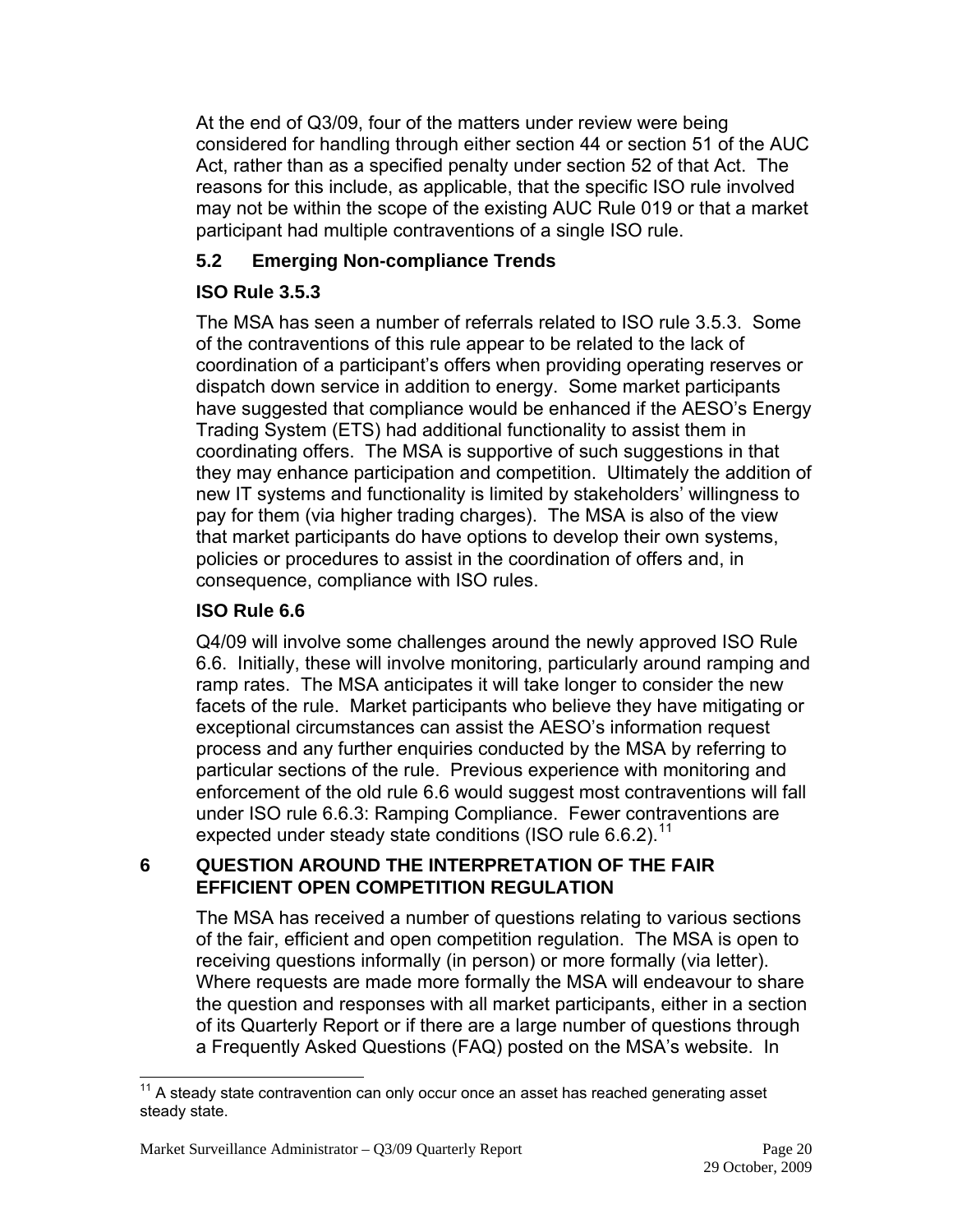At the end of Q3/09, four of the matters under review were being considered for handling through either section 44 or section 51 of the AUC Act, rather than as a specified penalty under section 52 of that Act. The reasons for this include, as applicable, that the specific ISO rule involved may not be within the scope of the existing AUC Rule 019 or that a market participant had multiple contraventions of a single ISO rule.

### 5.2 Emerging Non-compliance Trends

#### ISO Rule 3.5.3

The MSA has seen a number of referrals related to ISO rule 3.5.3. Some of the contraventions of this rule appear to be related to the lack of coordination of a participant's offers when providing operating reserves or dispatch down service in addition to energy. Some market participants have suggested that compliance would be enhanced if the AESO's Energy Trading System (ETS) had additional functionality to assist them in coordinating offers. The MSA is supportive of such suggestions in that they may enhance participation and competition. Ultimately the addition of new IT systems and functionality is limited by stakeholders' willingness to pay for them (via higher trading charges). The MSA is also of the view that market participants do have options to develop their own systems, policies or procedures to assist in the coordination of offers and, in consequence, compliance with ISO rules.

#### ISO Rule 6.6

Q4/09 will involve some challenges around the newly approved ISO Rule 6.6. Initially, these will involve monitoring, particularly around ramping and ramp rates. The MSA anticipates it will take longer to consider the new facets of the rule. Market participants who believe they have mitigating or exceptional circumstances can assist the AESO's information request process and any further enquiries conducted by the MSA by referring to particular sections of the rule. Previous experience with monitoring and enforcement of the old rule 6.6 would suggest most contraventions will fall under ISO rule 6.6.3: Ramping Compliance. Fewer contraventions are expected under steady state conditions (ISO rule 6.6.2).[11]

## 6 QUESTION AROUND THE INTERPRETATION OF THE FAIR EFFICIENT OPEN COMPETITION REGULATION

The MSA has received a number of questions relating to various sections of the fair, efficient and open competition regulation. The MSA is open to receiving questions informally (in person) or more formally (via letter). Where requests are made more formally the MSA will endeavour to share the question and responses with all market participants, either in a section of its Quarterly Report or if there are a large number of questions through a Frequently Asked Questions (FAQ) posted on the MSA's website. In

---

[11] A steady state contravention can only occur once an asset has reached generating asset steady state.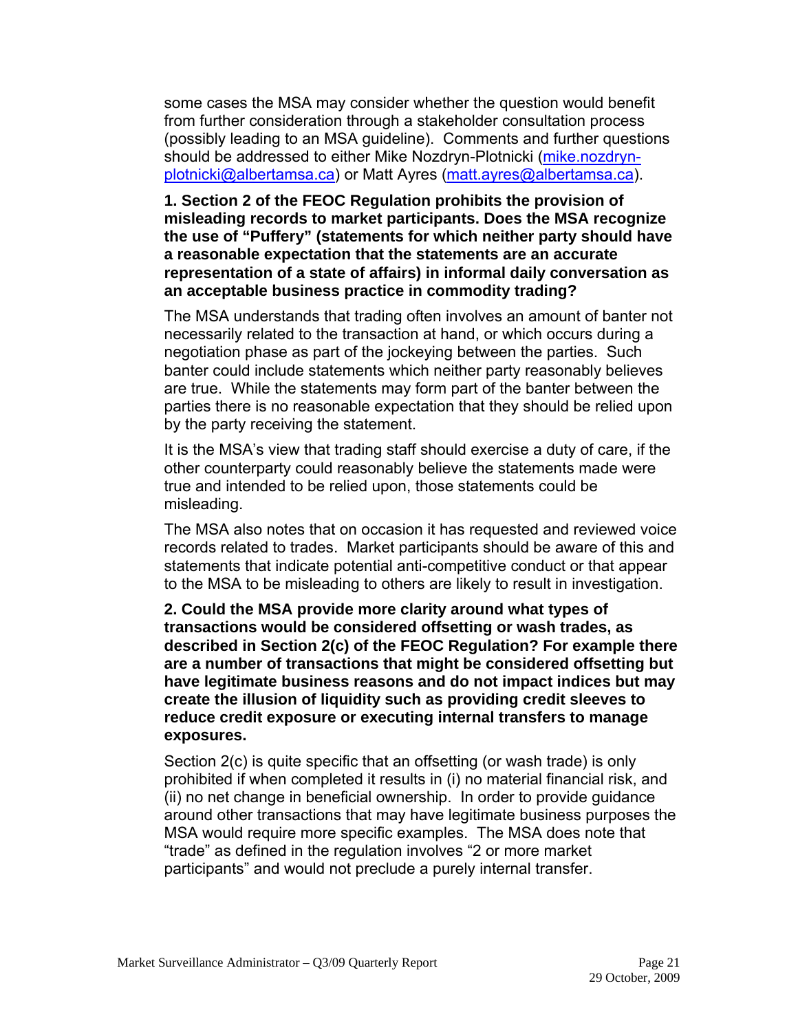some cases the MSA may consider whether the question would benefit from further consideration through a stakeholder consultation process (possibly leading to an MSA guideline). Comments and further questions should be addressed to either Mike Nozdryn-Plotnicki (mike.nozdryn-plotnicki@albertamsa.ca) or Matt Ayres (matt.ayres@albertamsa.ca).

**1. Section 2 of the FEOC Regulation prohibits the provision of misleading records to market participants. Does the MSA recognize the use of "Puffery" (statements for which neither party should have a reasonable expectation that the statements are an accurate representation of a state of affairs) in informal daily conversation as an acceptable business practice in commodity trading?**

The MSA understands that trading often involves an amount of banter not necessarily related to the transaction at hand, or which occurs during a negotiation phase as part of the jockeying between the parties. Such banter could include statements which neither party reasonably believes are true. While the statements may form part of the banter between the parties there is no reasonable expectation that they should be relied upon by the party receiving the statement.

It is the MSA's view that trading staff should exercise a duty of care, if the other counterparty could reasonably believe the statements made were true and intended to be relied upon, those statements could be misleading.

The MSA also notes that on occasion it has requested and reviewed voice records related to trades. Market participants should be aware of this and statements that indicate potential anti-competitive conduct or that appear to the MSA to be misleading to others are likely to result in investigation.

**2. Could the MSA provide more clarity around what types of transactions would be considered offsetting or wash trades, as described in Section 2(c) of the FEOC Regulation? For example there are a number of transactions that might be considered offsetting but have legitimate business reasons and do not impact indices but may create the illusion of liquidity such as providing credit sleeves to reduce credit exposure or executing internal transfers to manage exposures.**

Section 2(c) is quite specific that an offsetting (or wash trade) is only prohibited if when completed it results in (i) no material financial risk, and (ii) no net change in beneficial ownership. In order to provide guidance around other transactions that may have legitimate business purposes the MSA would require more specific examples. The MSA does note that "trade" as defined in the regulation involves "2 or more market participants" and would not preclude a purely internal transfer.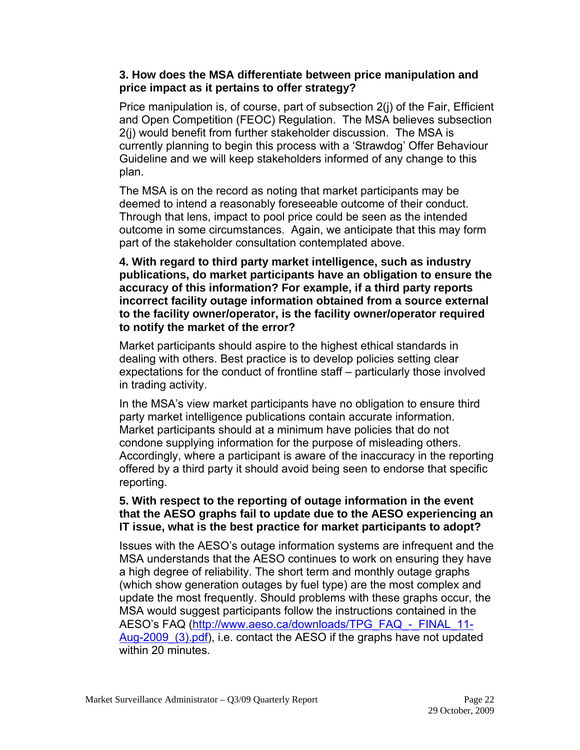**3. How does the MSA differentiate between price manipulation and price impact as it pertains to offer strategy?**

Price manipulation is, of course, part of subsection 2(j) of the Fair, Efficient and Open Competition (FEOC) Regulation. The MSA believes subsection 2(j) would benefit from further stakeholder discussion. The MSA is currently planning to begin this process with a 'Strawdog' Offer Behaviour Guideline and we will keep stakeholders informed of any change to this plan.

The MSA is on the record as noting that market participants may be deemed to intend a reasonably foreseeable outcome of their conduct. Through that lens, impact to pool price could be seen as the intended outcome in some circumstances. Again, we anticipate that this may form part of the stakeholder consultation contemplated above.

**4. With regard to third party market intelligence, such as industry publications, do market participants have an obligation to ensure the accuracy of this information? For example, if a third party reports incorrect facility outage information obtained from a source external to the facility owner/operator, is the facility owner/operator required to notify the market of the error?**

Market participants should aspire to the highest ethical standards in dealing with others. Best practice is to develop policies setting clear expectations for the conduct of frontline staff – particularly those involved in trading activity.

In the MSA's view market participants have no obligation to ensure third party market intelligence publications contain accurate information. Market participants should at a minimum have policies that do not condone supplying information for the purpose of misleading others. Accordingly, where a participant is aware of the inaccuracy in the reporting offered by a third party it should avoid being seen to endorse that specific reporting.

**5. With respect to the reporting of outage information in the event that the AESO graphs fail to update due to the AESO experiencing an IT issue, what is the best practice for market participants to adopt?**

Issues with the AESO's outage information systems are infrequent and the MSA understands that the AESO continues to work on ensuring they have a high degree of reliability. The short term and monthly outage graphs (which show generation outages by fuel type) are the most complex and update the most frequently. Should problems with these graphs occur, the MSA would suggest participants follow the instructions contained in the AESO's FAQ (http://www.aeso.ca/downloads/TPG_FAQ_-_FINAL_11-Aug-2009_(3).pdf), i.e. contact the AESO if the graphs have not updated within 20 minutes.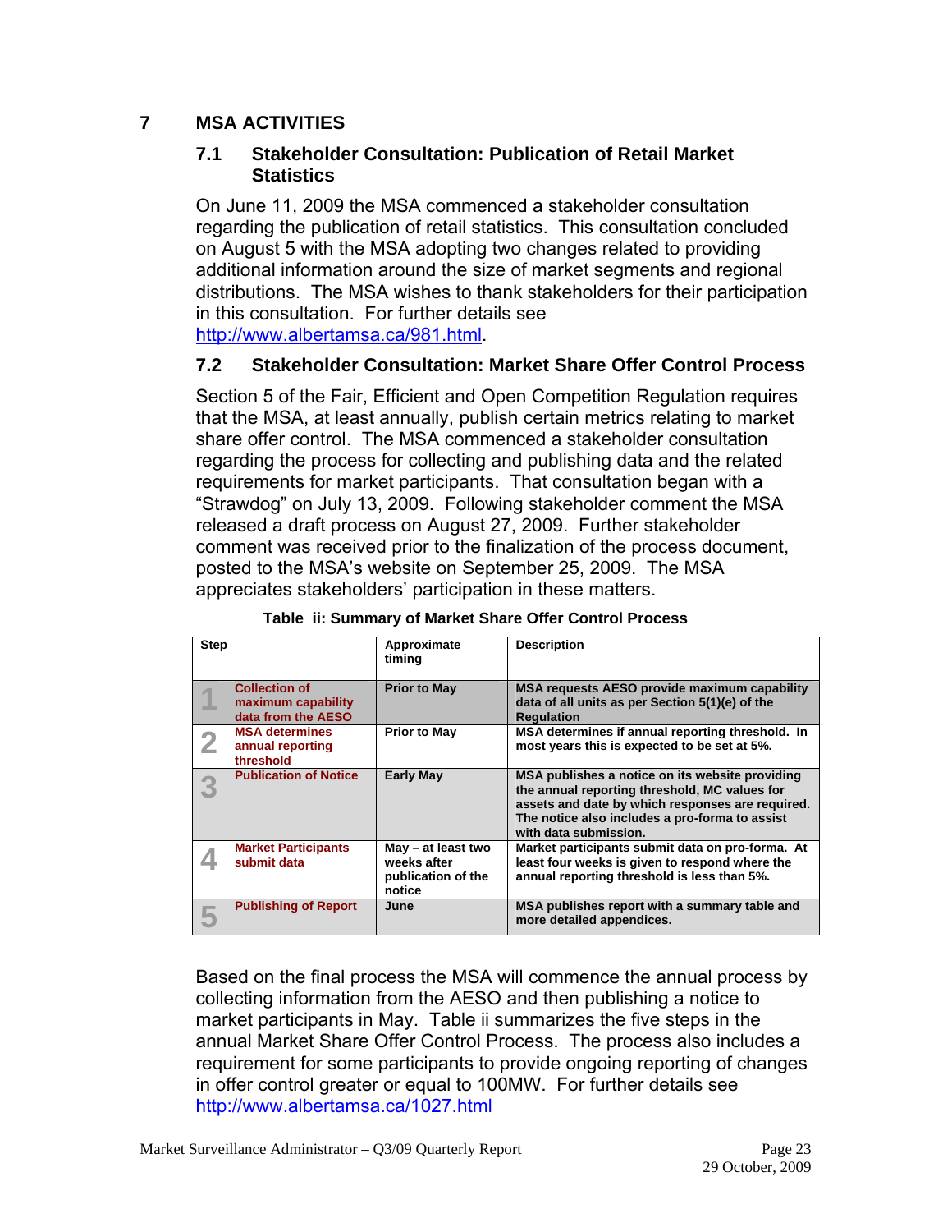# 7 MSA ACTIVITIES

## 7.1 Stakeholder Consultation: Publication of Retail Market Statistics

On June 11, 2009 the MSA commenced a stakeholder consultation regarding the publication of retail statistics. This consultation concluded on August 5 with the MSA adopting two changes related to providing additional information around the size of market segments and regional distributions. The MSA wishes to thank stakeholders for their participation in this consultation. For further details see http://www.albertamsa.ca/981.html.

## 7.2 Stakeholder Consultation: Market Share Offer Control Process

Section 5 of the Fair, Efficient and Open Competition Regulation requires that the MSA, at least annually, publish certain metrics relating to market share offer control. The MSA commenced a stakeholder consultation regarding the process for collecting and publishing data and the related requirements for market participants. That consultation began with a "Strawdog" on July 13, 2009. Following stakeholder comment the MSA released a draft process on August 27, 2009. Further stakeholder comment was received prior to the finalization of the process document, posted to the MSA's website on September 25, 2009. The MSA appreciates stakeholders' participation in these matters.

**Table ii: Summary of Market Share Offer Control Process**

| Step | | Approximate timing | Description |
|---|---|---|---|
| 1 | Collection of maximum capability data from the AESO | Prior to May | MSA requests AESO provide maximum capability data of all units as per Section 5(1)(e) of the Regulation |
| 2 | MSA determines annual reporting threshold | Prior to May | MSA determines if annual reporting threshold. In most years this is expected to be set at 5%. |
| 3 | Publication of Notice | Early May | MSA publishes a notice on its website providing the annual reporting threshold, MC values for assets and date by which responses are required. The notice also includes a pro-forma to assist with data submission. |
| 4 | Market Participants submit data | May – at least two weeks after publication of the notice | Market participants submit data on pro-forma. At least four weeks is given to respond where the annual reporting threshold is less than 5%. |
| 5 | Publishing of Report | June | MSA publishes report with a summary table and more detailed appendices. |

Based on the final process the MSA will commence the annual process by collecting information from the AESO and then publishing a notice to market participants in May. Table ii summarizes the five steps in the annual Market Share Offer Control Process. The process also includes a requirement for some participants to provide ongoing reporting of changes in offer control greater or equal to 100MW. For further details see http://www.albertamsa.ca/1027.html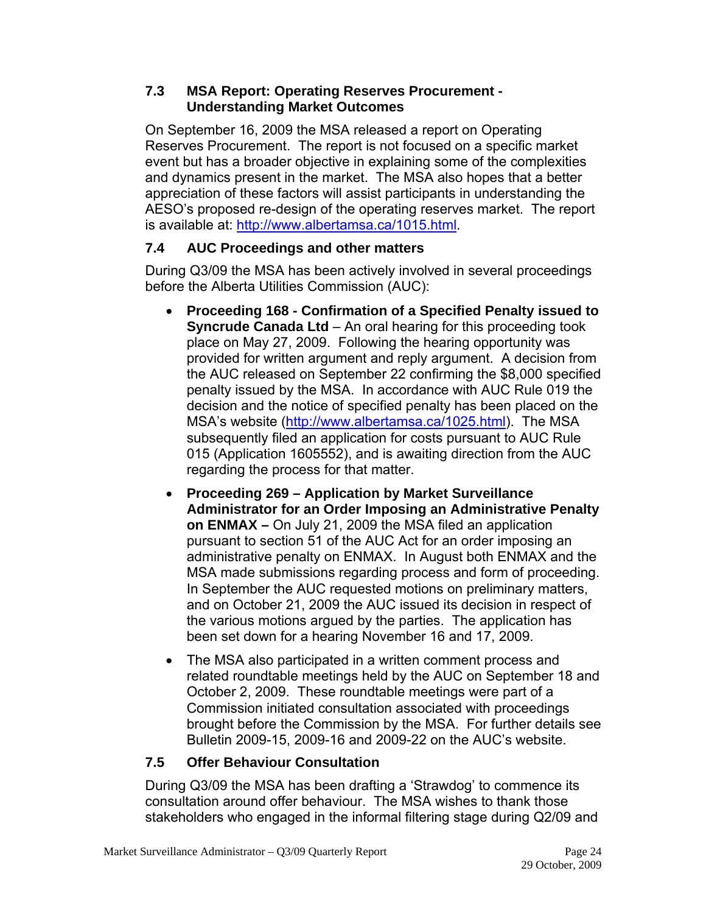### 7.3 MSA Report: Operating Reserves Procurement - Understanding Market Outcomes

On September 16, 2009 the MSA released a report on Operating Reserves Procurement. The report is not focused on a specific market event but has a broader objective in explaining some of the complexities and dynamics present in the market. The MSA also hopes that a better appreciation of these factors will assist participants in understanding the AESO's proposed re-design of the operating reserves market. The report is available at: http://www.albertamsa.ca/1015.html.

### 7.4 AUC Proceedings and other matters

During Q3/09 the MSA has been actively involved in several proceedings before the Alberta Utilities Commission (AUC):

- **Proceeding 168 - Confirmation of a Specified Penalty issued to Syncrude Canada Ltd** – An oral hearing for this proceeding took place on May 27, 2009. Following the hearing opportunity was provided for written argument and reply argument. A decision from the AUC released on September 22 confirming the $8,000 specified penalty issued by the MSA. In accordance with AUC Rule 019 the decision and the notice of specified penalty has been placed on the MSA's website (http://www.albertamsa.ca/1025.html). The MSA subsequently filed an application for costs pursuant to AUC Rule 015 (Application 1605552), and is awaiting direction from the AUC regarding the process for that matter.
- **Proceeding 269 – Application by Market Surveillance Administrator for an Order Imposing an Administrative Penalty on ENMAX –** On July 21, 2009 the MSA filed an application pursuant to section 51 of the AUC Act for an order imposing an administrative penalty on ENMAX. In August both ENMAX and the MSA made submissions regarding process and form of proceeding. In September the AUC requested motions on preliminary matters, and on October 21, 2009 the AUC issued its decision in respect of the various motions argued by the parties. The application has been set down for a hearing November 16 and 17, 2009.
- The MSA also participated in a written comment process and related roundtable meetings held by the AUC on September 18 and October 2, 2009. These roundtable meetings were part of a Commission initiated consultation associated with proceedings brought before the Commission by the MSA. For further details see Bulletin 2009-15, 2009-16 and 2009-22 on the AUC's website.

### 7.5 Offer Behaviour Consultation

During Q3/09 the MSA has been drafting a 'Strawdog' to commence its consultation around offer behaviour. The MSA wishes to thank those stakeholders who engaged in the informal filtering stage during Q2/09 and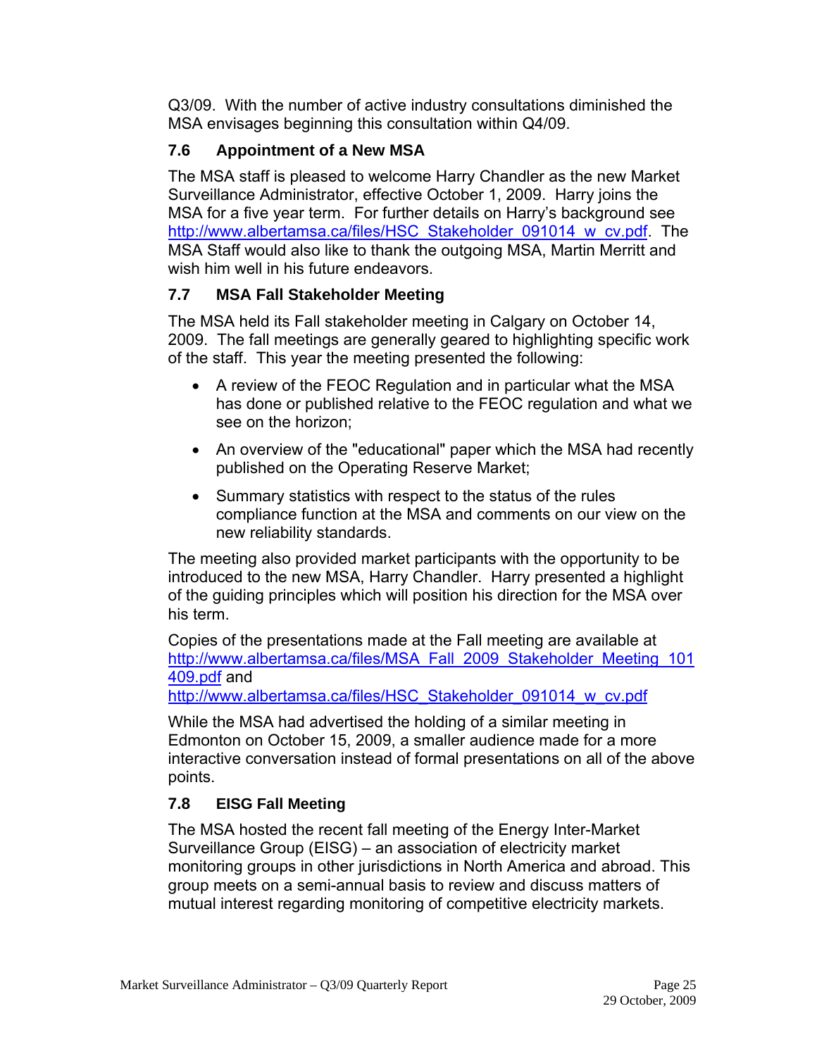Q3/09. With the number of active industry consultations diminished the MSA envisages beginning this consultation within Q4/09.

### 7.6 Appointment of a New MSA

The MSA staff is pleased to welcome Harry Chandler as the new Market Surveillance Administrator, effective October 1, 2009. Harry joins the MSA for a five year term. For further details on Harry's background see http://www.albertamsa.ca/files/HSC_Stakeholder_091014_w_cv.pdf. The MSA Staff would also like to thank the outgoing MSA, Martin Merritt and wish him well in his future endeavors.

### 7.7 MSA Fall Stakeholder Meeting

The MSA held its Fall stakeholder meeting in Calgary on October 14, 2009. The fall meetings are generally geared to highlighting specific work of the staff. This year the meeting presented the following:

- A review of the FEOC Regulation and in particular what the MSA has done or published relative to the FEOC regulation and what we see on the horizon;
- An overview of the "educational" paper which the MSA had recently published on the Operating Reserve Market;
- Summary statistics with respect to the status of the rules compliance function at the MSA and comments on our view on the new reliability standards.

The meeting also provided market participants with the opportunity to be introduced to the new MSA, Harry Chandler. Harry presented a highlight of the guiding principles which will position his direction for the MSA over his term.

Copies of the presentations made at the Fall meeting are available at http://www.albertamsa.ca/files/MSA_Fall_2009_Stakeholder_Meeting_101409.pdf and http://www.albertamsa.ca/files/HSC_Stakeholder_091014_w_cv.pdf

While the MSA had advertised the holding of a similar meeting in Edmonton on October 15, 2009, a smaller audience made for a more interactive conversation instead of formal presentations on all of the above points.

### 7.8 EISG Fall Meeting

The MSA hosted the recent fall meeting of the Energy Inter-Market Surveillance Group (EISG) – an association of electricity market monitoring groups in other jurisdictions in North America and abroad. This group meets on a semi-annual basis to review and discuss matters of mutual interest regarding monitoring of competitive electricity markets.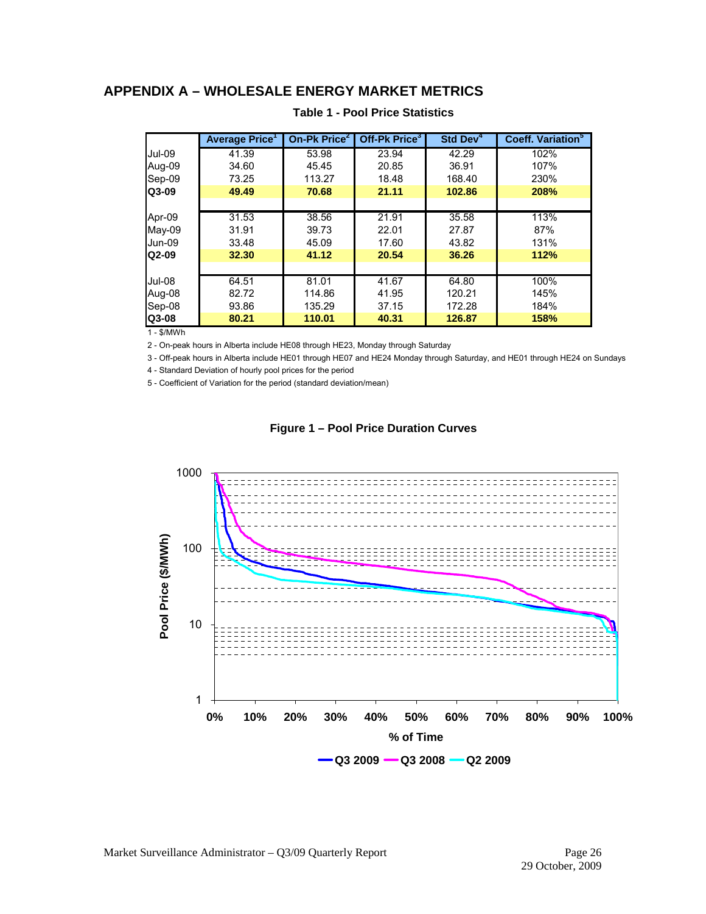## APPENDIX A – WHOLESALE ENERGY MARKET METRICS

**Table 1 - Pool Price Statistics**

| | Average Price[1] | On-Pk Price[2] | Off-Pk Price[3] | Std Dev[4] | Coeff. Variation[5] |
|---|---|---|---|---|---|
| Jul-09 | 41.39 | 53.98 | 23.94 | 42.29 | 102% |
| Aug-09 | 34.60 | 45.45 | 20.85 | 36.91 | 107% |
| Sep-09 | 73.25 | 113.27 | 18.48 | 168.40 | 230% |
| **Q3-09** | **49.49** | **70.68** | **21.11** | **102.86** | **208%** |
| | | | | | |
| Apr-09 | 31.53 | 38.56 | 21.91 | 35.58 | 113% |
| May-09 | 31.91 | 39.73 | 22.01 | 27.87 | 87% |
| Jun-09 | 33.48 | 45.09 | 17.60 | 43.82 | 131% |
| **Q2-09** | **32.30** | **41.12** | **20.54** | **36.26** | **112%** |
| | | | | | |
| Jul-08 | 64.51 | 81.01 | 41.67 | 64.80 | 100% |
| Aug-08 | 82.72 | 114.86 | 41.95 | 120.21 | 145% |
| Sep-08 | 93.86 | 135.29 | 37.15 | 172.28 | 184% |
| **Q3-08** | **80.21** | **110.01** | **40.31** | **126.87** | **158%** |

1 - $/MWh

2 - On-peak hours in Alberta include HE08 through HE23, Monday through Saturday

3 - Off-peak hours in Alberta include HE01 through HE07 and HE24 Monday through Saturday, and HE01 through HE24 on Sundays

4 - Standard Deviation of hourly pool prices for the period

5 - Coefficient of Variation for the period (standard deviation/mean)

**Figure 1 – Pool Price Duration Curves**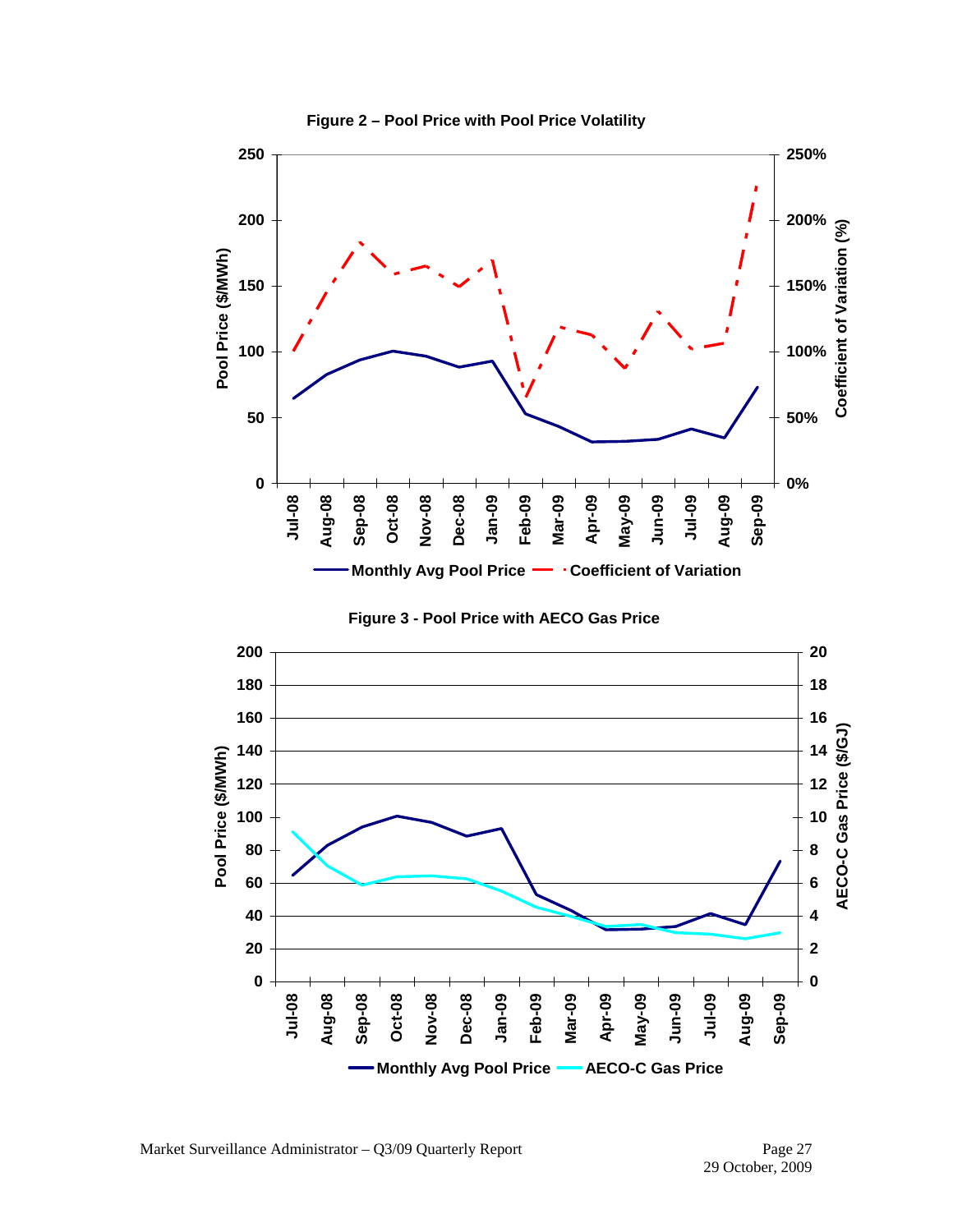**Figure 2 – Pool Price with Pool Price Volatility**

**Figure 3 - Pool Price with AECO Gas Price**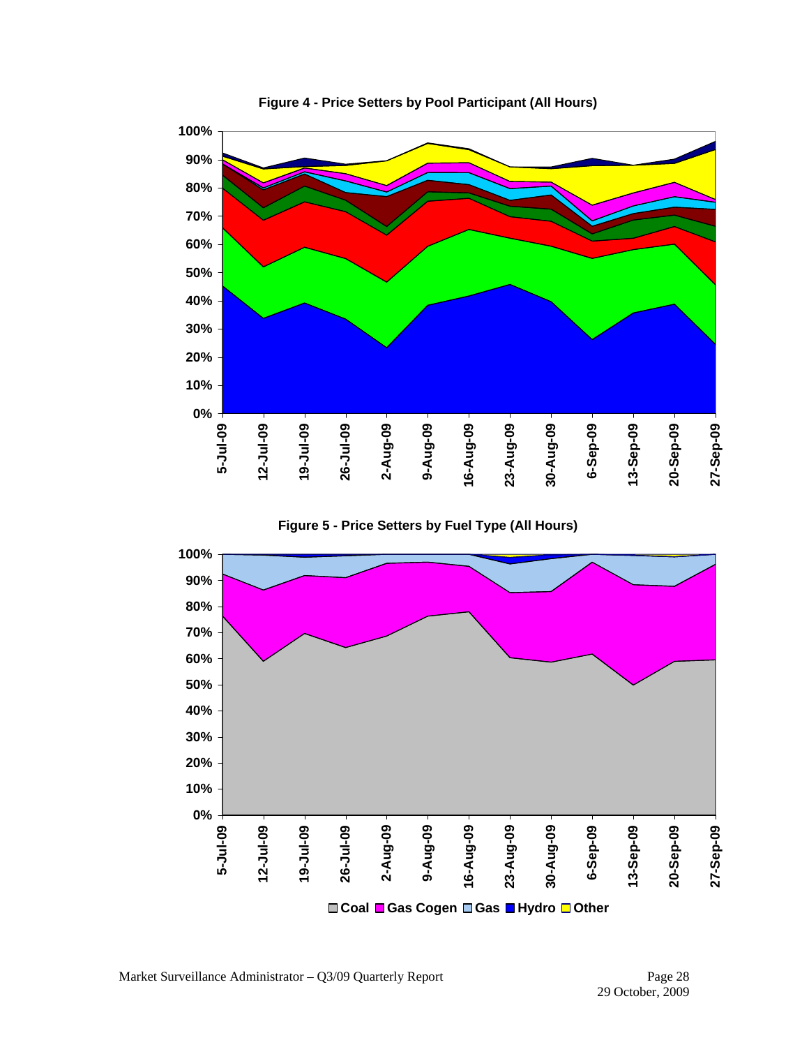**Figure 4 - Price Setters by Pool Participant (All Hours)**

**Figure 5 - Price Setters by Fuel Type (All Hours)**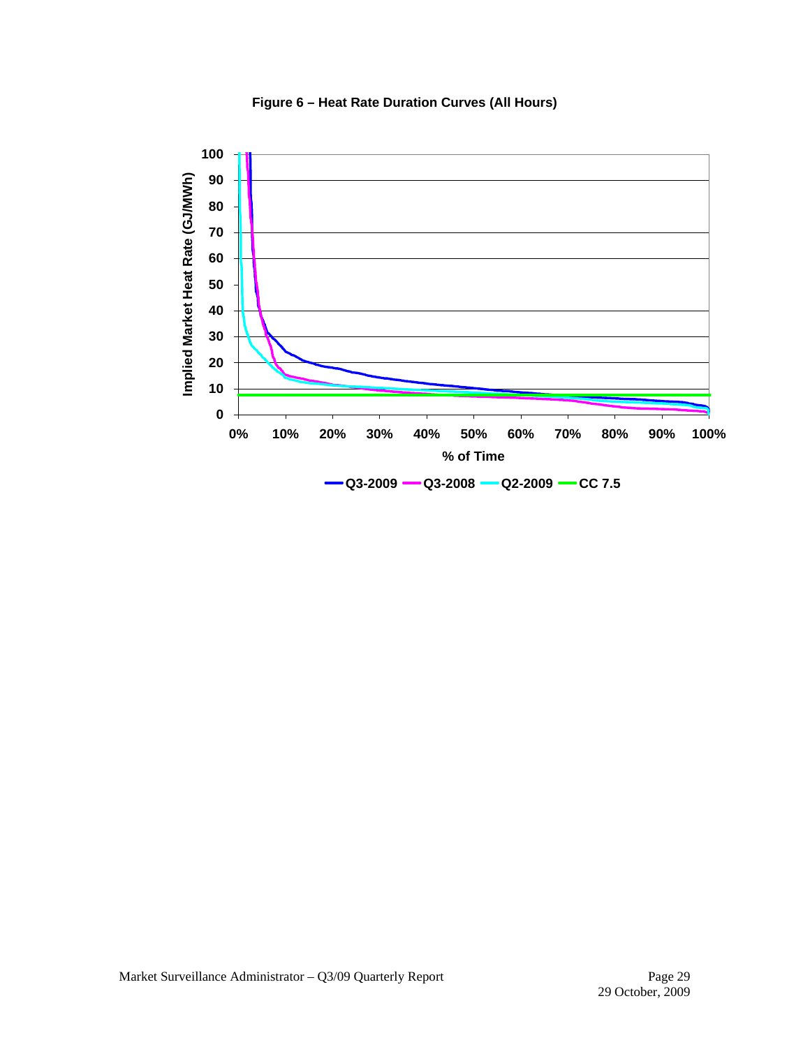**Figure 6 – Heat Rate Duration Curves (All Hours)**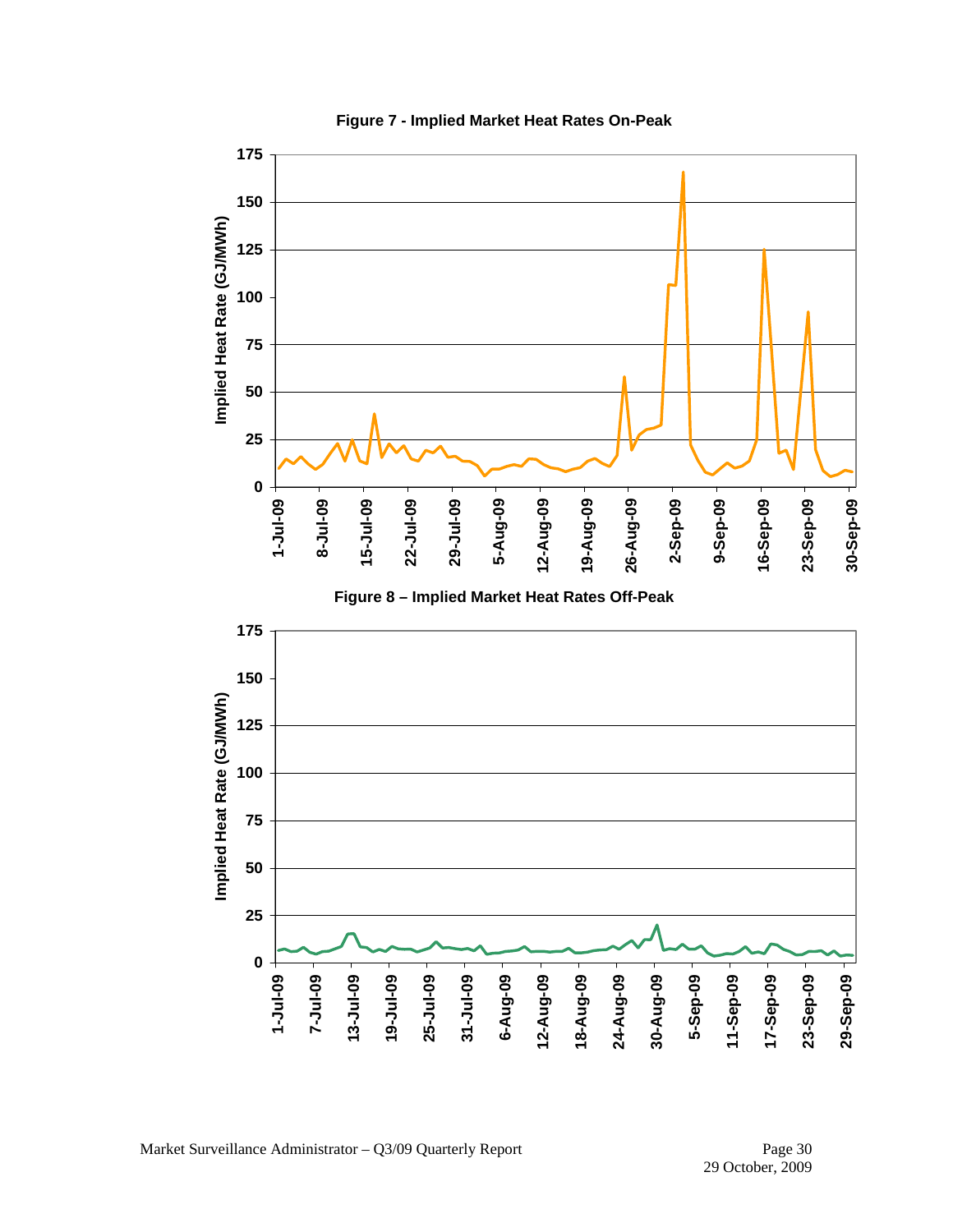**Figure 7 - Implied Market Heat Rates On-Peak**

**Figure 8 – Implied Market Heat Rates Off-Peak**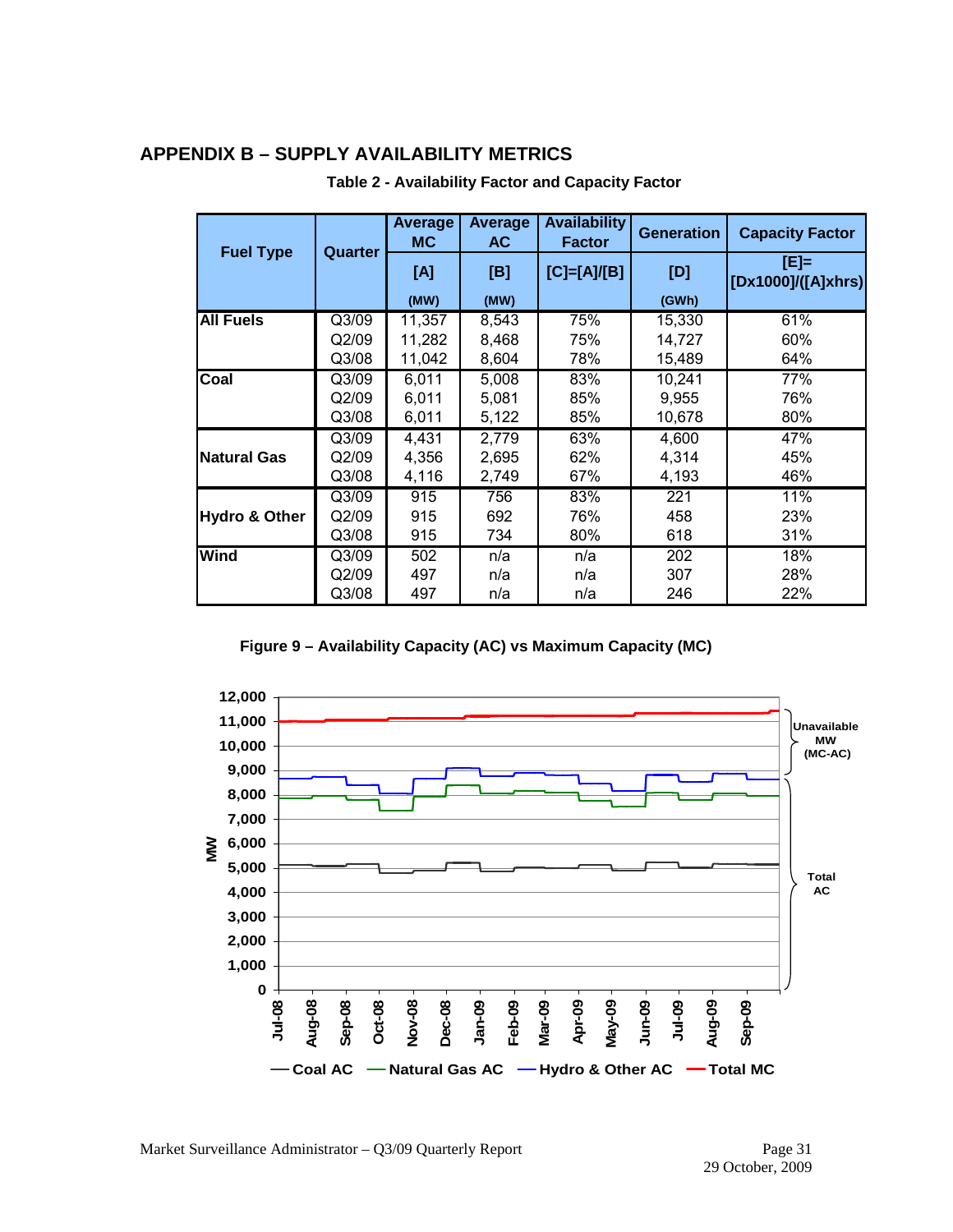## APPENDIX B – SUPPLY AVAILABILITY METRICS

**Table 2 - Availability Factor and Capacity Factor**

| Fuel Type | Quarter | Average MC [A] (MW) | Average AC [B] (MW) | Availability Factor [C]=[A]/[B] | Generation [D] (GWh) | Capacity Factor [E]= [Dx1000]/([A]xhrs) |
|---|---|---|---|---|---|---|
| All Fuels | Q3/09 | 11,357 | 8,543 | 75% | 15,330 | 61% |
| | Q2/09 | 11,282 | 8,468 | 75% | 14,727 | 60% |
| | Q3/08 | 11,042 | 8,604 | 78% | 15,489 | 64% |
| Coal | Q3/09 | 6,011 | 5,008 | 83% | 10,241 | 77% |
| | Q2/09 | 6,011 | 5,081 | 85% | 9,955 | 76% |
| | Q3/08 | 6,011 | 5,122 | 85% | 10,678 | 80% |
| Natural Gas | Q3/09 | 4,431 | 2,779 | 63% | 4,600 | 47% |
| | Q2/09 | 4,356 | 2,695 | 62% | 4,314 | 45% |
| | Q3/08 | 4,116 | 2,749 | 67% | 4,193 | 46% |
| Hydro & Other | Q3/09 | 915 | 756 | 83% | 221 | 11% |
| | Q2/09 | 915 | 692 | 76% | 458 | 23% |
| | Q3/08 | 915 | 734 | 80% | 618 | 31% |
| Wind | Q3/09 | 502 | n/a | n/a | 202 | 18% |
| | Q2/09 | 497 | n/a | n/a | 307 | 28% |
| | Q3/08 | 497 | n/a | n/a | 246 | 22% |

**Figure 9 – Availability Capacity (AC) vs Maximum Capacity (MC)**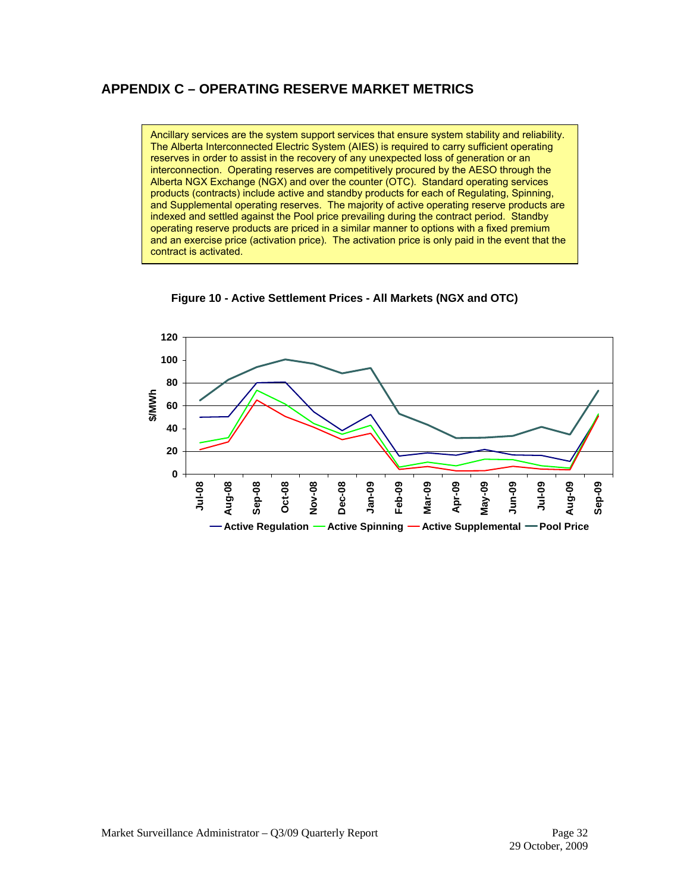## APPENDIX C – OPERATING RESERVE MARKET METRICS

Ancillary services are the system support services that ensure system stability and reliability. The Alberta Interconnected Electric System (AIES) is required to carry sufficient operating reserves in order to assist in the recovery of any unexpected loss of generation or an interconnection. Operating reserves are competitively procured by the AESO through the Alberta NGX Exchange (NGX) and over the counter (OTC). Standard operating services products (contracts) include active and standby products for each of Regulating, Spinning, and Supplemental operating reserves. The majority of active operating reserve products are indexed and settled against the Pool price prevailing during the contract period. Standby operating reserve products are priced in a similar manner to options with a fixed premium and an exercise price (activation price). The activation price is only paid in the event that the contract is activated.

**Figure 10 - Active Settlement Prices - All Markets (NGX and OTC)**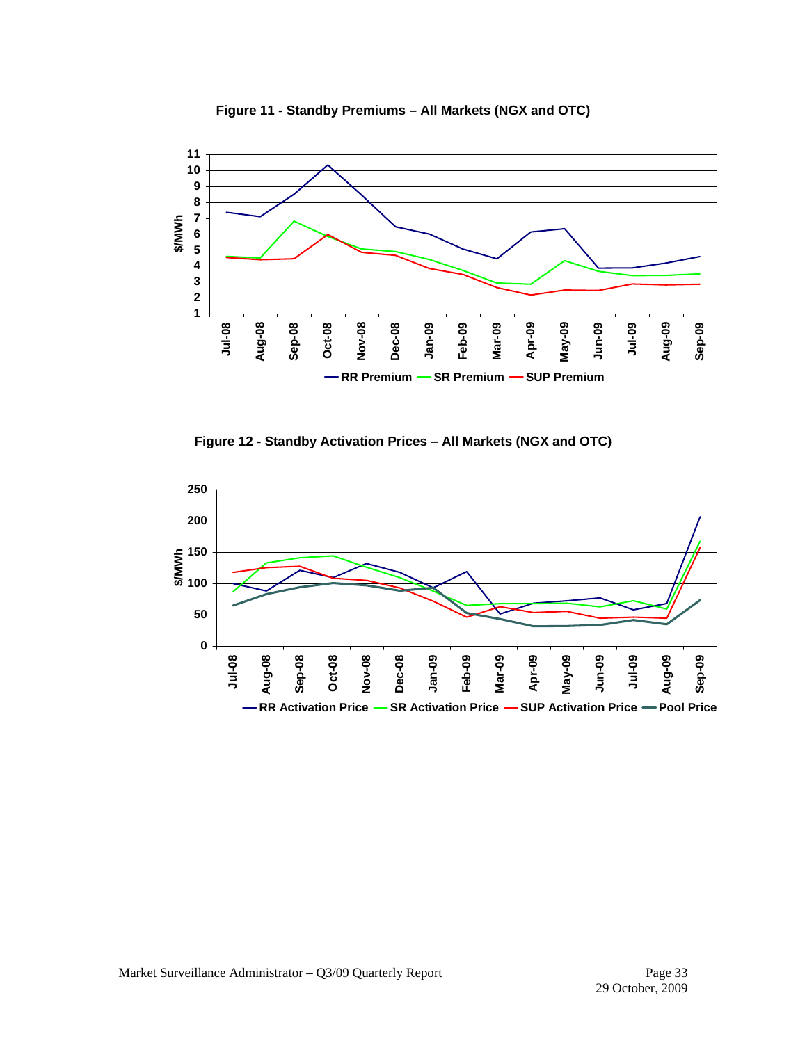**Figure 11 - Standby Premiums – All Markets (NGX and OTC)**

**Figure 12 - Standby Activation Prices – All Markets (NGX and OTC)**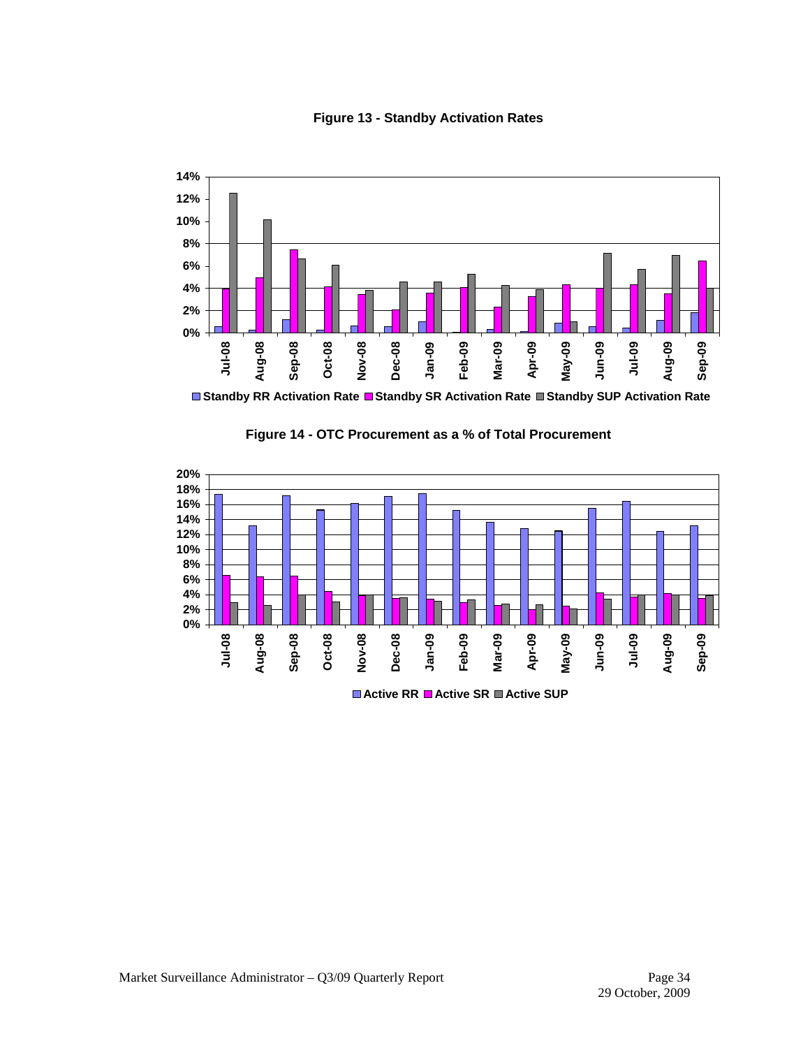**Figure 13 - Standby Activation Rates**

**Figure 14 - OTC Procurement as a % of Total Procurement**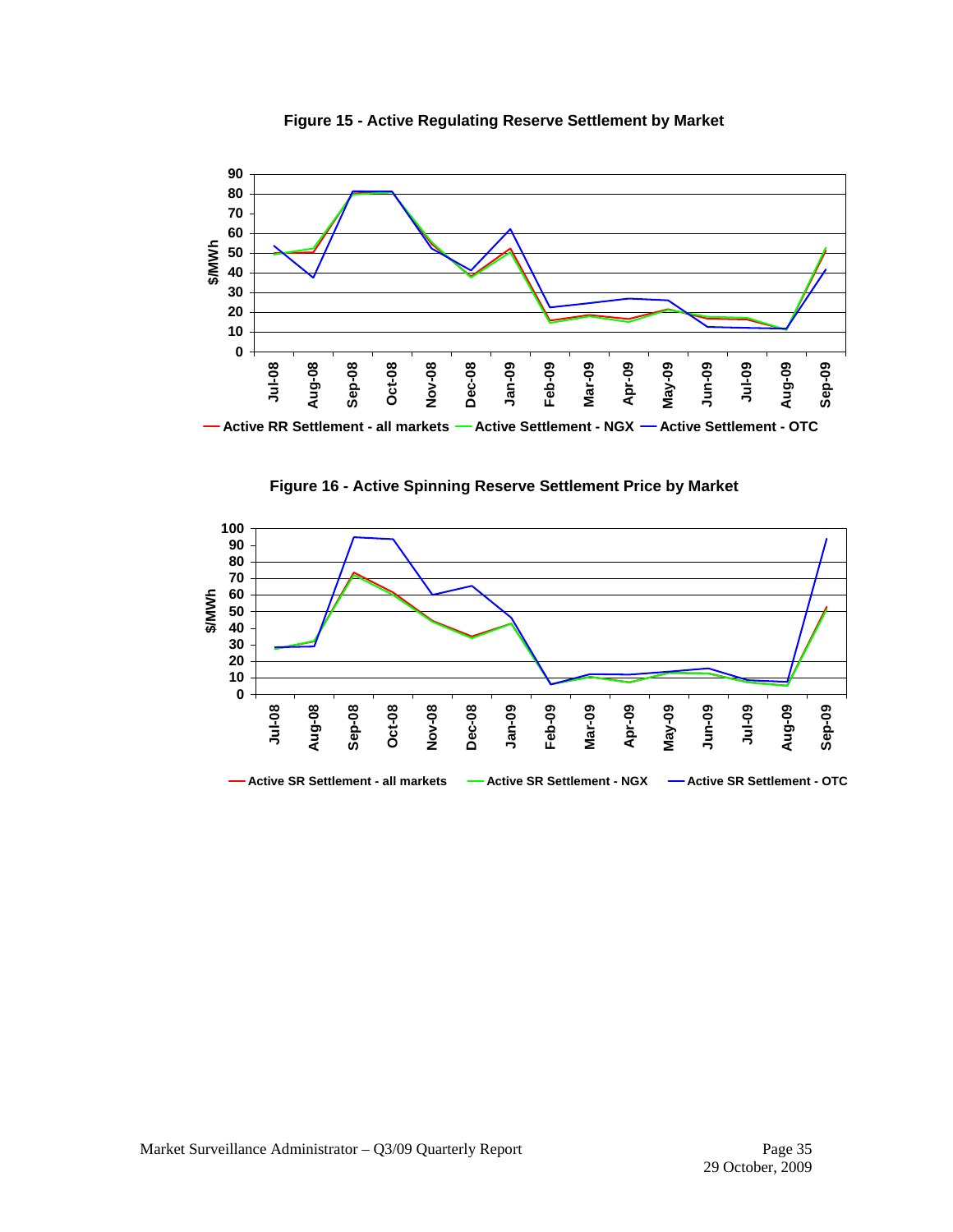**Figure 15 - Active Regulating Reserve Settlement by Market**

**Figure 16 - Active Spinning Reserve Settlement Price by Market**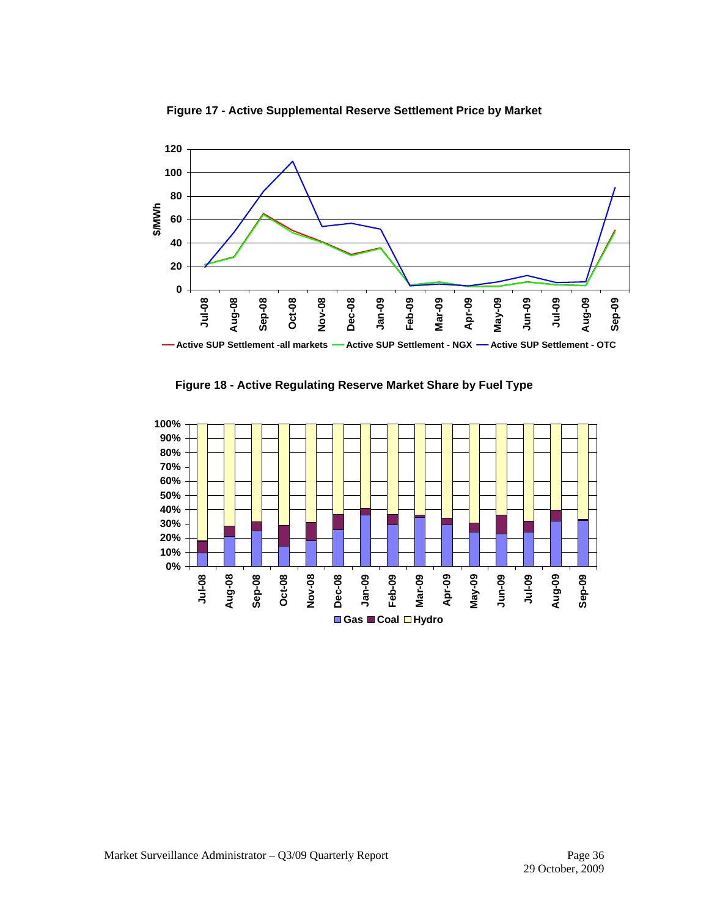**Figure 17 - Active Supplemental Reserve Settlement Price by Market**

**Figure 18 - Active Regulating Reserve Market Share by Fuel Type**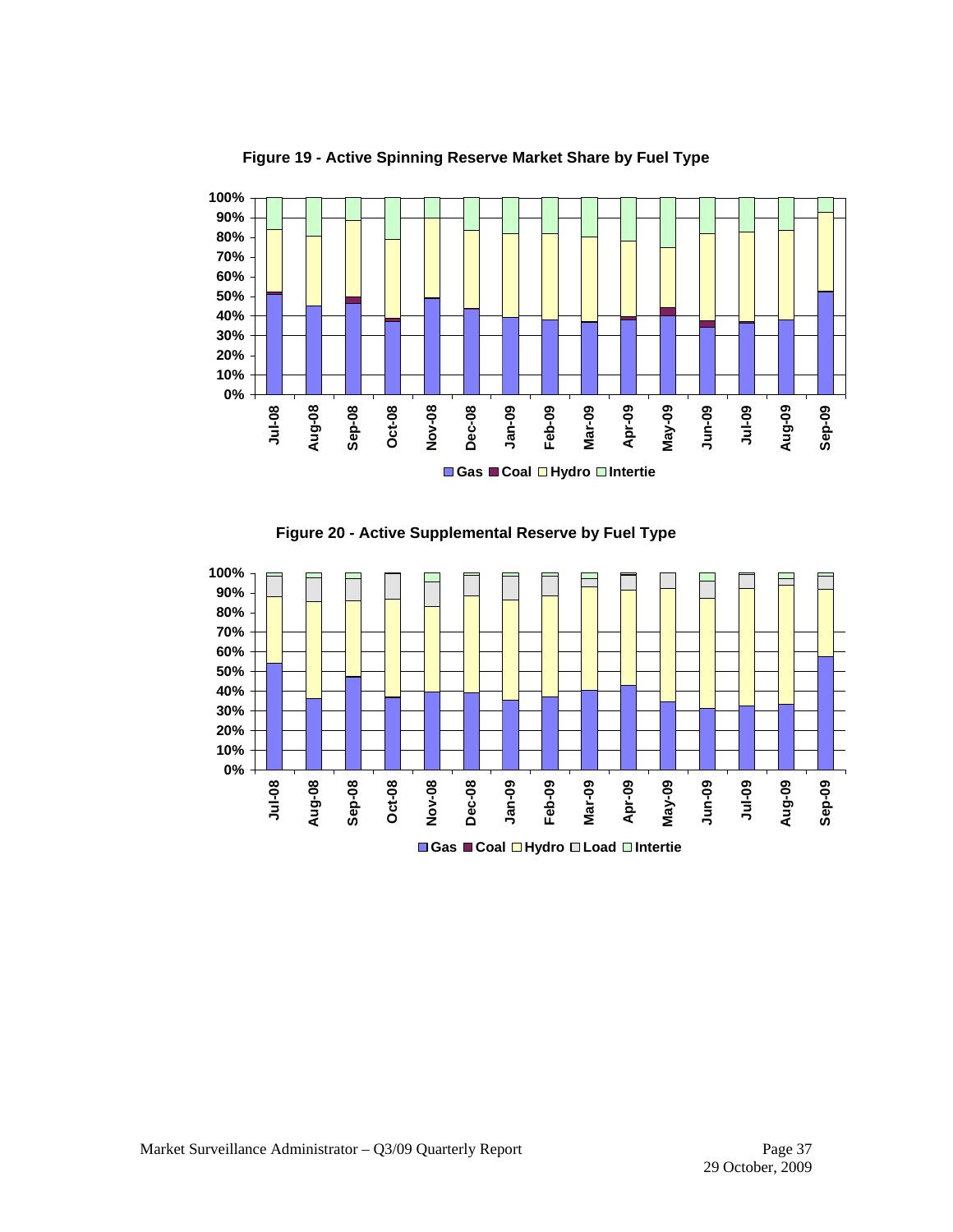**Figure 19 - Active Spinning Reserve Market Share by Fuel Type**

**Figure 20 - Active Supplemental Reserve by Fuel Type**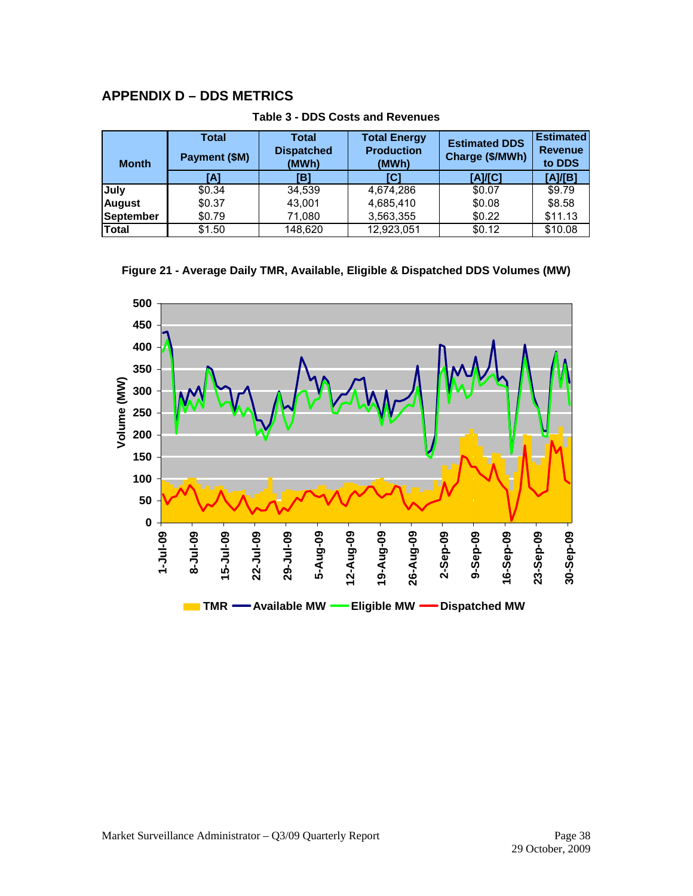## APPENDIX D – DDS METRICS

**Table 3 - DDS Costs and Revenues**

| Month | Total Payment ($M) | Total Dispatched (MWh) | Total Energy Production (MWh) | Estimated DDS Charge ($/MWh) | Estimated Revenue to DDS |
|---|---|---|---|---|---|
| | [A] | [B] | [C] | [A]/[C] | [A]/[B] |
| July | $0.34 | 34,539 | 4,674,286 | $0.07 | $9.79 |
| August | $0.37 | 43,001 | 4,685,410 | $0.08 | $8.58 |
| September | $0.79 | 71,080 | 3,563,355 | $0.22 | $11.13 |
| Total | $1.50 | 148,620 | 12,923,051 | $0.12 | $10.08 |

**Figure 21 - Average Daily TMR, Available, Eligible & Dispatched DDS Volumes (MW)**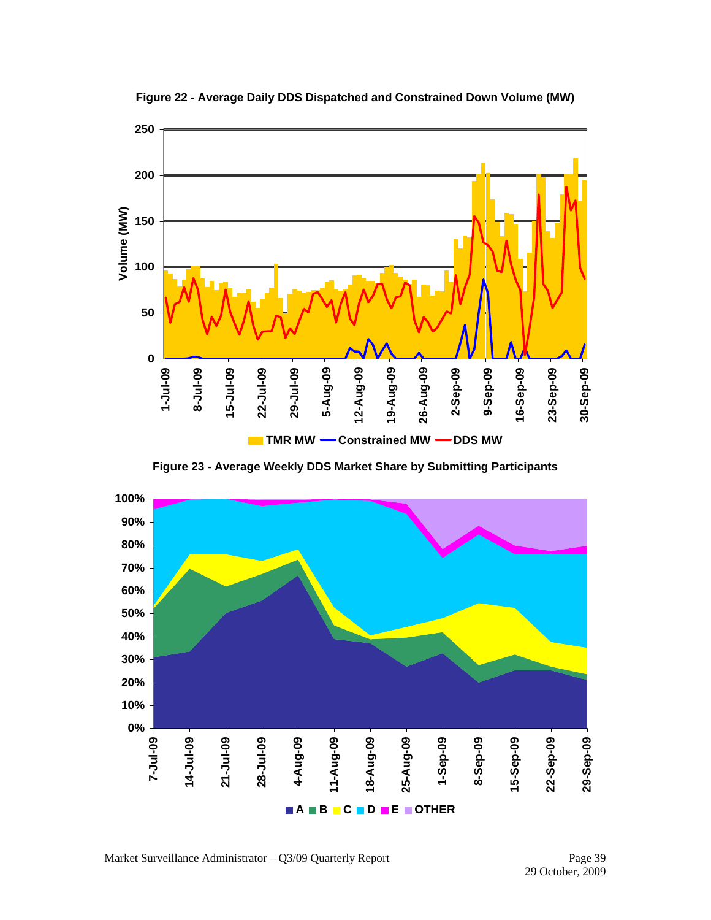**Figure 22 - Average Daily DDS Dispatched and Constrained Down Volume (MW)**

**Figure 23 - Average Weekly DDS Market Share by Submitting Participants**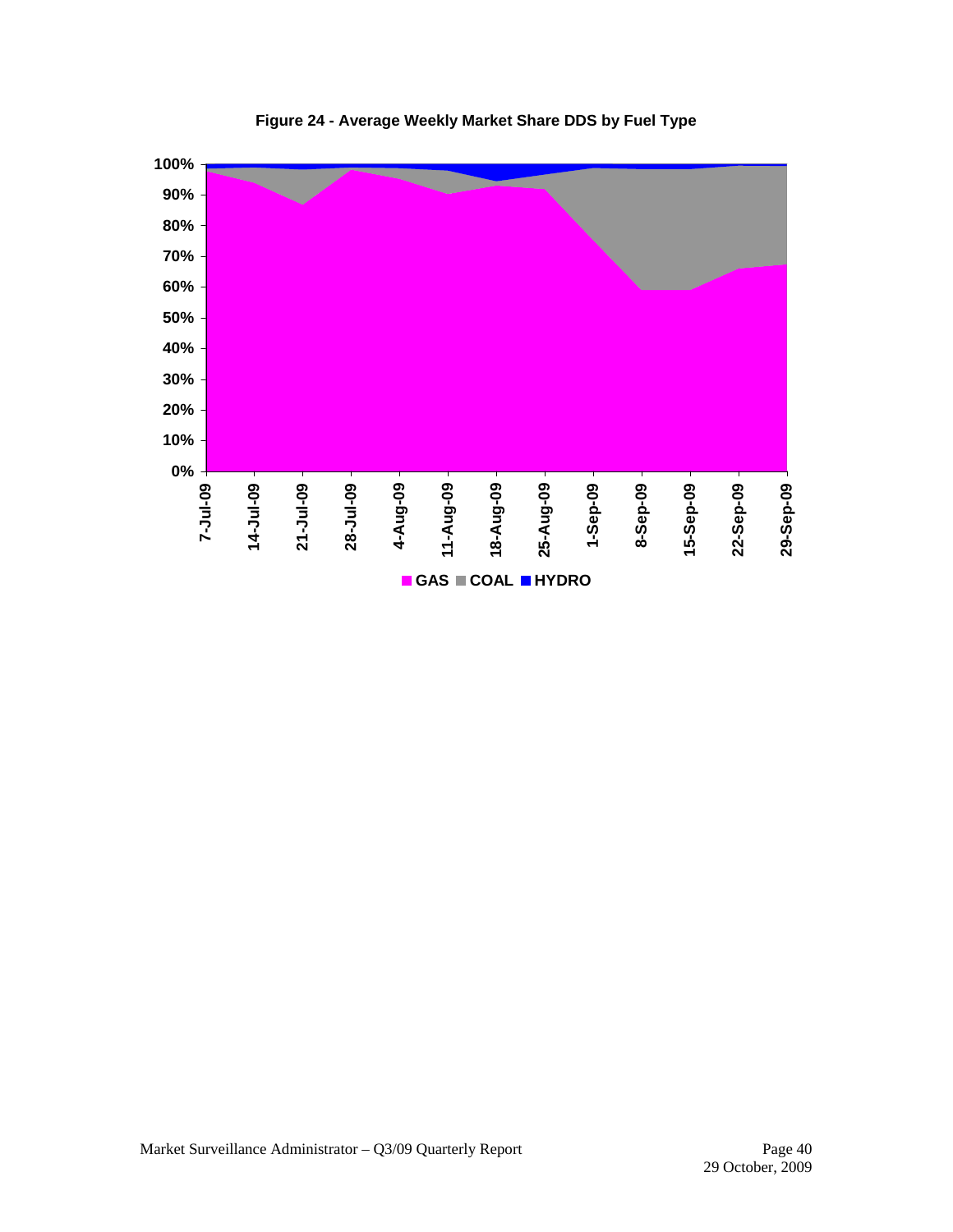**Figure 24 - Average Weekly Market Share DDS by Fuel Type**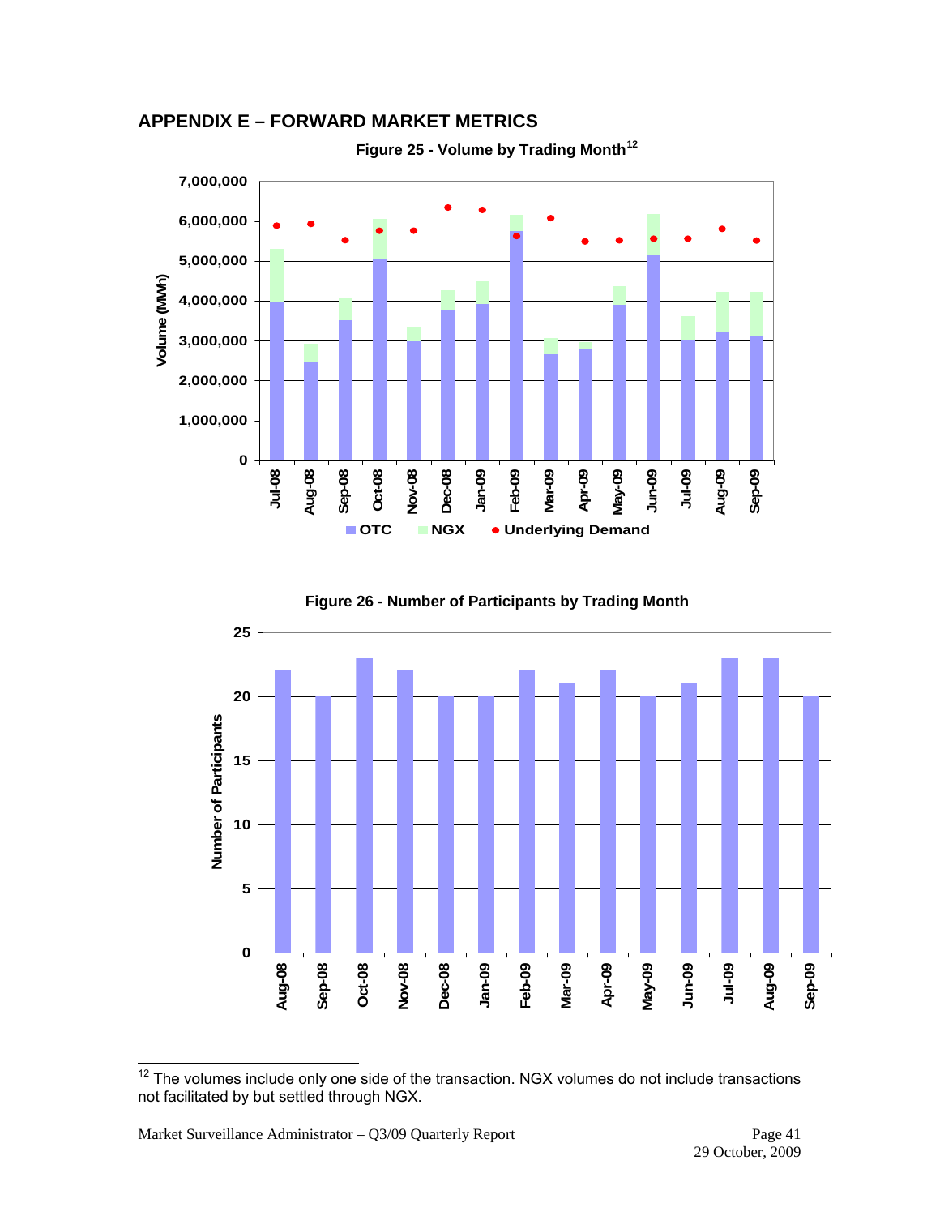## APPENDIX E – FORWARD MARKET METRICS

**Figure 25 - Volume by Trading Month[12]**

7,000,000
6,000,000
5,000,000
4,000,000
3,000,000
2,000,000
1,000,000
0

Volume (MWh)

Jul-08
Aug-08
Sep-08
Oct-08
Nov-08
Dec-08
Jan-09
Feb-09
Mar-09
Apr-09
May-09
Jun-09
Jul-09
Aug-09
Sep-09

OTC NGX Underlying Demand

**Figure 26 - Number of Participants by Trading Month**

25
20
15
10
5
0

Number of Participants

Aug-08
Sep-08
Oct-08
Nov-08
Dec-08
Jan-09
Feb-09
Mar-09
Apr-09
May-09
Jun-09
Jul-09
Aug-09
Sep-09

[12] The volumes include only one side of the transaction. NGX volumes do not include transactions not facilitated by but settled through NGX.